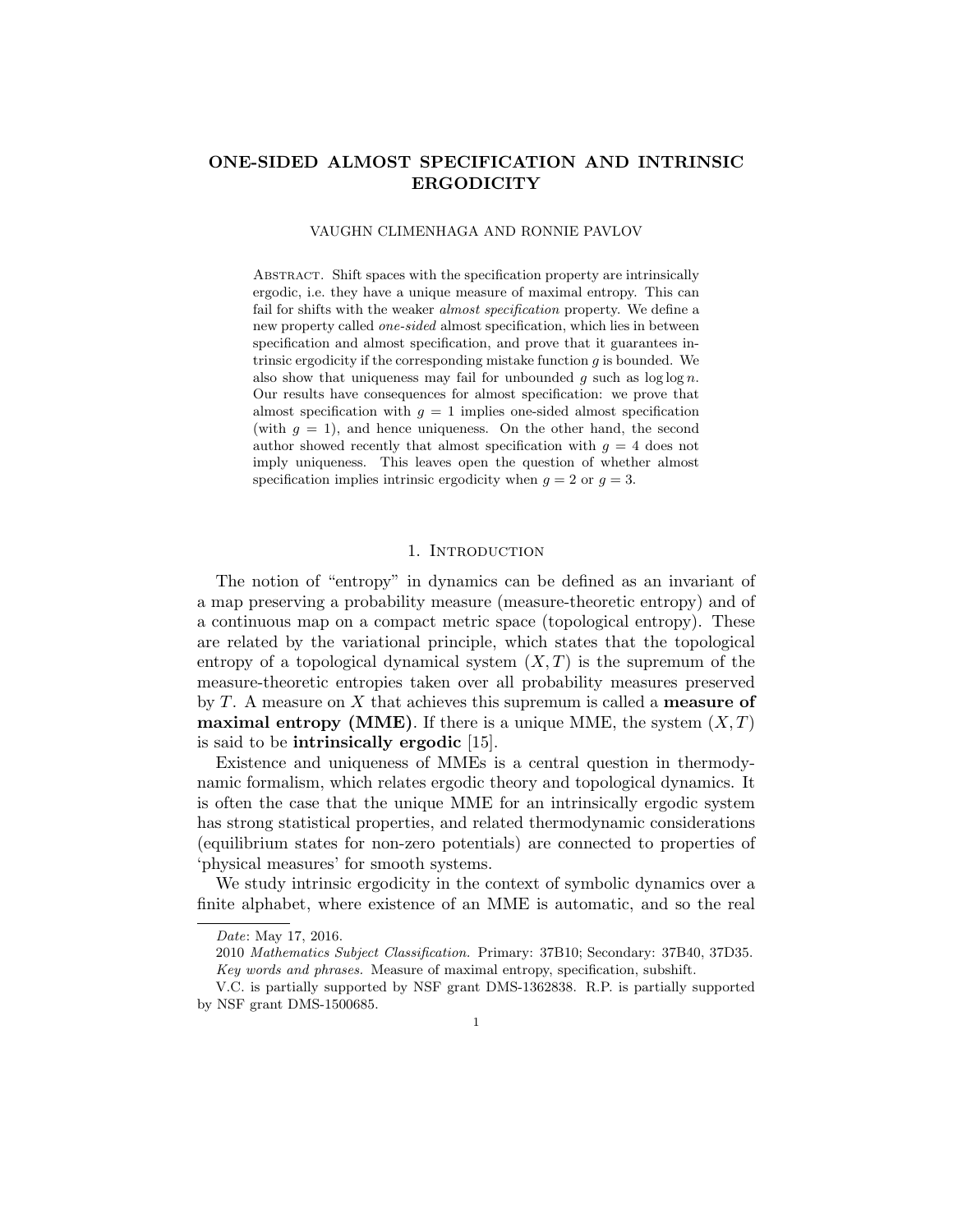# ONE-SIDED ALMOST SPECIFICATION AND INTRINSIC ERGODICITY

VAUGHN CLIMENHAGA AND RONNIE PAVLOV

Abstract. Shift spaces with the specification property are intrinsically ergodic, i.e. they have a unique measure of maximal entropy. This can fail for shifts with the weaker *almost specification* property. We define a new property called *one-sided* almost specification, which lies in between specification and almost specification, and prove that it guarantees intrinsic ergodicity if the corresponding mistake function $g$ is bounded. We also show that uniqueness may fail for unbounded $g$ such as $\log \log n$. Our results have consequences for almost specification: we prove that almost specification with $g = 1$ implies one-sided almost specification (with $g = 1$), and hence uniqueness. On the other hand, the second author showed recently that almost specification with $g = 4$ does not imply uniqueness. This leaves open the question of whether almost specification implies intrinsic ergodicity when $g = 2$ or $g = 3$.

## 1. Introduction

The notion of "entropy" in dynamics can be defined as an invariant of a map preserving a probability measure (measure-theoretic entropy) and of a continuous map on a compact metric space (topological entropy). These are related by the variational principle, which states that the topological entropy of a topological dynamical system $(X, T)$ is the supremum of the measure-theoretic entropies taken over all probability measures preserved by $T$. A measure on $X$ that achieves this supremum is called a **measure of maximal entropy (MME)**. If there is a unique MME, the system $(X, T)$ is said to be **intrinsically ergodic** [15].

Existence and uniqueness of MMEs is a central question in thermodynamic formalism, which relates ergodic theory and topological dynamics. It is often the case that the unique MME for an intrinsically ergodic system has strong statistical properties, and related thermodynamic considerations (equilibrium states for non-zero potentials) are connected to properties of 'physical measures' for smooth systems.

We study intrinsic ergodicity in the context of symbolic dynamics over a finite alphabet, where existence of an MME is automatic, and so the real

---

*Date*: May 17, 2016.

2010 *Mathematics Subject Classification.* Primary: 37B10; Secondary: 37B40, 37D35.

*Key words and phrases.* Measure of maximal entropy, specification, subshift.

V.C. is partially supported by NSF grant DMS-1362838. R.P. is partially supported by NSF grant DMS-1500685.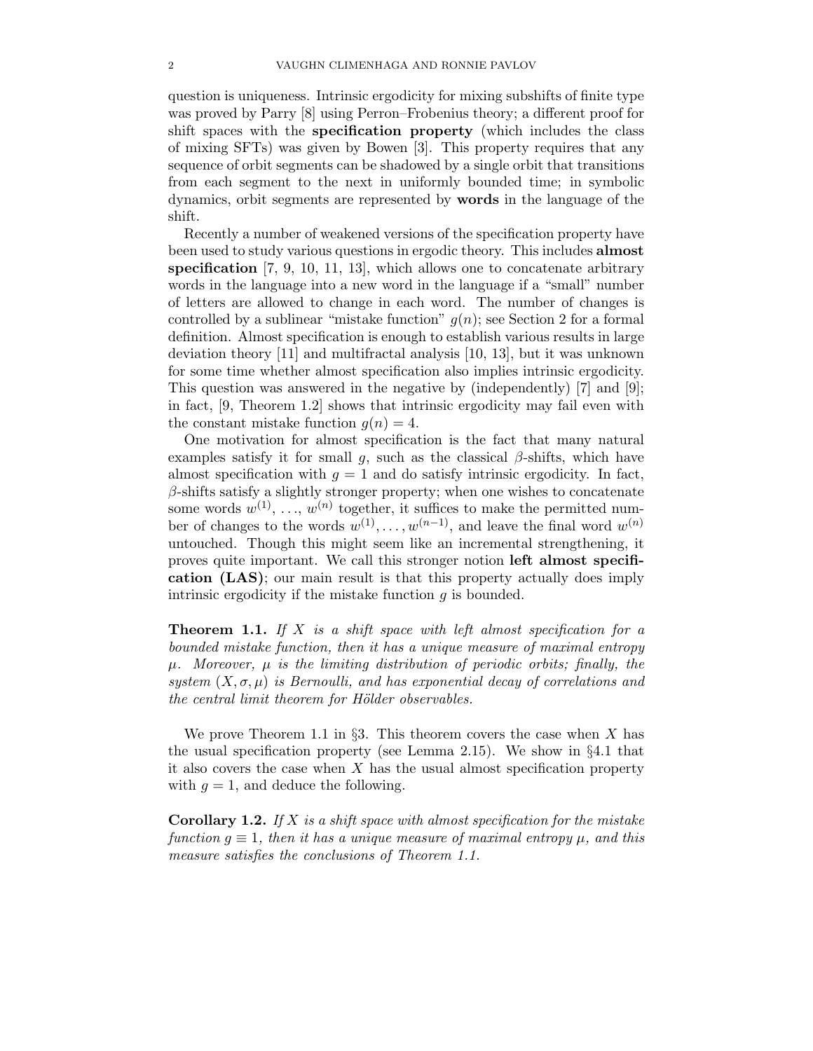question is uniqueness. Intrinsic ergodicity for mixing subshifts of finite type was proved by Parry [8] using Perron–Frobenius theory; a different proof for shift spaces with the **specification property** (which includes the class of mixing SFTs) was given by Bowen [3]. This property requires that any sequence of orbit segments can be shadowed by a single orbit that transitions from each segment to the next in uniformly bounded time; in symbolic dynamics, orbit segments are represented by **words** in the language of the shift.

Recently a number of weakened versions of the specification property have been used to study various questions in ergodic theory. This includes **almost specification** [7, 9, 10, 11, 13], which allows one to concatenate arbitrary words in the language into a new word in the language if a "small" number of letters are allowed to change in each word. The number of changes is controlled by a sublinear "mistake function" $g(n)$; see Section 2 for a formal definition. Almost specification is enough to establish various results in large deviation theory [11] and multifractal analysis [10, 13], but it was unknown for some time whether almost specification also implies intrinsic ergodicity. This question was answered in the negative by (independently) [7] and [9]; in fact, [9, Theorem 1.2] shows that intrinsic ergodicity may fail even with the constant mistake function $g(n) = 4$.

One motivation for almost specification is the fact that many natural examples satisfy it for small $g$, such as the classical $\beta$-shifts, which have almost specification with $g = 1$ and do satisfy intrinsic ergodicity. In fact, $\beta$-shifts satisfy a slightly stronger property; when one wishes to concatenate some words $w^{(1)}, \ldots, w^{(n)}$ together, it suffices to make the permitted number of changes to the words $w^{(1)}, \ldots, w^{(n-1)}$, and leave the final word $w^{(n)}$ untouched. Though this might seem like an incremental strengthening, it proves quite important. We call this stronger notion **left almost specification (LAS)**; our main result is that this property actually does imply intrinsic ergodicity if the mistake function $g$ is bounded.

**Theorem 1.1.** *If $X$ is a shift space with left almost specification for a bounded mistake function, then it has a unique measure of maximal entropy $\mu$. Moreover, $\mu$ is the limiting distribution of periodic orbits; finally, the system $(X, \sigma, \mu)$ is Bernoulli, and has exponential decay of correlations and the central limit theorem for Hölder observables.*

We prove Theorem 1.1 in §3. This theorem covers the case when $X$ has the usual specification property (see Lemma 2.15). We show in §4.1 that it also covers the case when $X$ has the usual almost specification property with $g = 1$, and deduce the following.

**Corollary 1.2.** *If $X$ is a shift space with almost specification for the mistake function $g \equiv 1$, then it has a unique measure of maximal entropy $\mu$, and this measure satisfies the conclusions of Theorem 1.1.*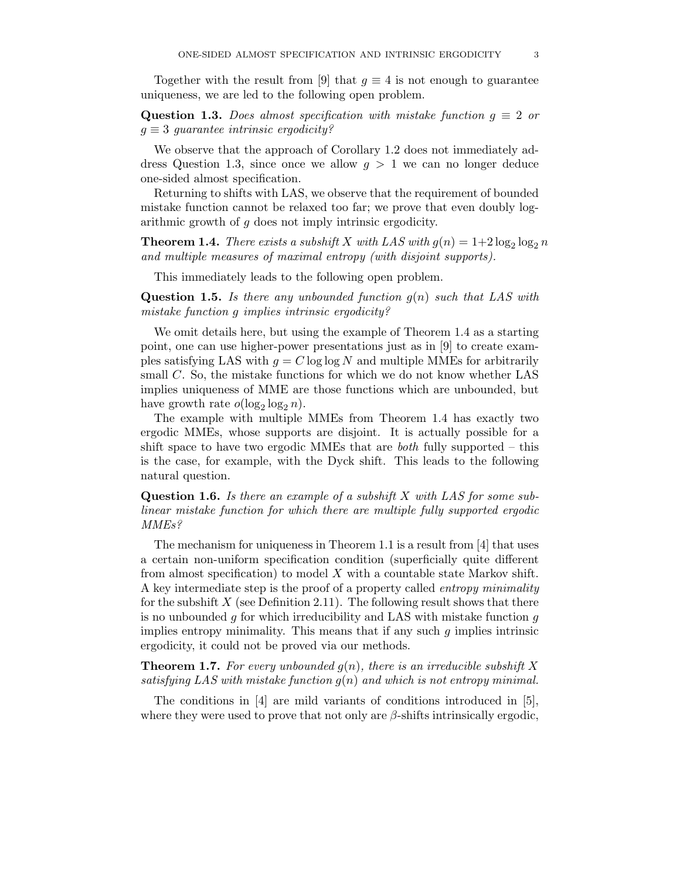Together with the result from [9] that $g \equiv 4$ is not enough to guarantee uniqueness, we are led to the following open problem.

**Question 1.3.** *Does almost specification with mistake function $g \equiv 2$ or $g \equiv 3$ guarantee intrinsic ergodicity?*

We observe that the approach of Corollary 1.2 does not immediately address Question 1.3, since once we allow $g > 1$ we can no longer deduce one-sided almost specification.

Returning to shifts with LAS, we observe that the requirement of bounded mistake function cannot be relaxed too far; we prove that even doubly logarithmic growth of $g$ does not imply intrinsic ergodicity.

**Theorem 1.4.** *There exists a subshift $X$ with LAS with $g(n) = 1+2\log_2 \log_2 n$ and multiple measures of maximal entropy (with disjoint supports).*

This immediately leads to the following open problem.

**Question 1.5.** *Is there any unbounded function $g(n)$ such that LAS with mistake function $g$ implies intrinsic ergodicity?*

We omit details here, but using the example of Theorem 1.4 as a starting point, one can use higher-power presentations just as in [9] to create examples satisfying LAS with $g = C \log \log N$ and multiple MMEs for arbitrarily small $C$. So, the mistake functions for which we do not know whether LAS implies uniqueness of MME are those functions which are unbounded, but have growth rate $o(\log_2 \log_2 n)$.

The example with multiple MMEs from Theorem 1.4 has exactly two ergodic MMEs, whose supports are disjoint. It is actually possible for a shift space to have two ergodic MMEs that are *both* fully supported – this is the case, for example, with the Dyck shift. This leads to the following natural question.

**Question 1.6.** *Is there an example of a subshift $X$ with LAS for some sublinear mistake function for which there are multiple fully supported ergodic MMEs?*

The mechanism for uniqueness in Theorem 1.1 is a result from [4] that uses a certain non-uniform specification condition (superficially quite different from almost specification) to model $X$ with a countable state Markov shift. A key intermediate step is the proof of a property called *entropy minimality* for the subshift $X$ (see Definition 2.11). The following result shows that there is no unbounded $g$ for which irreducibility and LAS with mistake function $g$ implies entropy minimality. This means that if any such $g$ implies intrinsic ergodicity, it could not be proved via our methods.

**Theorem 1.7.** *For every unbounded $g(n)$, there is an irreducible subshift $X$ satisfying LAS with mistake function $g(n)$ and which is not entropy minimal.*

The conditions in [4] are mild variants of conditions introduced in [5], where they were used to prove that not only are $\beta$-shifts intrinsically ergodic,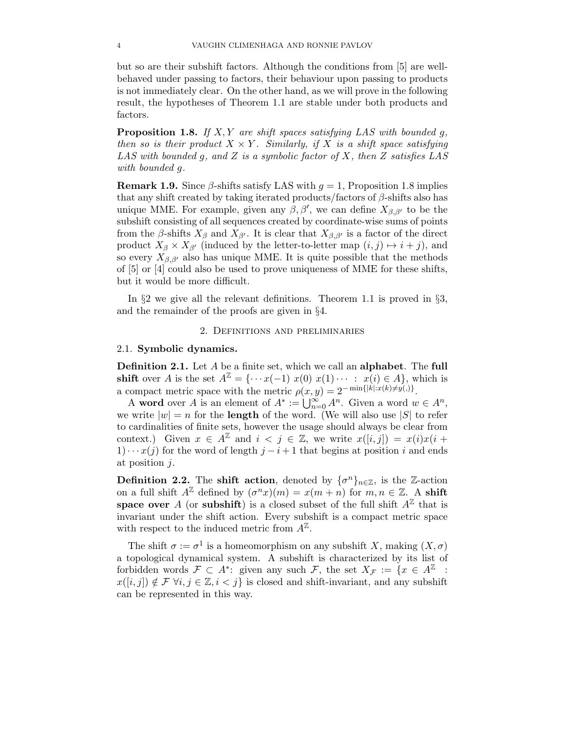but so are their subshift factors. Although the conditions from [5] are well-behaved under passing to factors, their behaviour upon passing to products is not immediately clear. On the other hand, as we will prove in the following result, the hypotheses of Theorem 1.1 are stable under both products and factors.

**Proposition 1.8.** *If $X, Y$ are shift spaces satisfying LAS with bounded $g$, then so is their product $X \times Y$. Similarly, if $X$ is a shift space satisfying LAS with bounded $g$, and $Z$ is a symbolic factor of $X$, then $Z$ satisfies LAS with bounded $g$.*

**Remark 1.9.** Since $\beta$-shifts satisfy LAS with $g = 1$, Proposition 1.8 implies that any shift created by taking iterated products/factors of $\beta$-shifts also has unique MME. For example, given any $\beta, \beta'$, we can define $X_{\beta,\beta'}$ to be the subshift consisting of all sequences created by coordinate-wise sums of points from the $\beta$-shifts $X_\beta$ and $X_{\beta'}$. It is clear that $X_{\beta,\beta'}$ is a factor of the direct product $X_\beta \times X_{\beta'}$ (induced by the letter-to-letter map $(i, j) \mapsto i + j$), and so every $X_{\beta,\beta'}$ also has unique MME. It is quite possible that the methods of [5] or [4] could also be used to prove uniqueness of MME for these shifts, but it would be more difficult.

In §2 we give all the relevant definitions. Theorem 1.1 is proved in §3, and the remainder of the proofs are given in §4.

## 2. Definitions and preliminaries

### 2.1. Symbolic dynamics.

**Definition 2.1.** Let $A$ be a finite set, which we call an **alphabet**. The **full shift** over $A$ is the set $A^{\mathbb{Z}} = \{\cdots x(-1)\ x(0)\ x(1) \cdots \ :\ x(i) \in A\}$, which is a compact metric space with the metric $\rho(x, y) = 2^{-\min\{|k|: x(k) \neq y(,)\}}$.

A **word** over $A$ is an element of $A^* := \bigcup_{n=0}^{\infty} A^n$. Given a word $w \in A^n$, we write $|w| = n$ for the **length** of the word. (We will also use $|S|$ to refer to cardinalities of finite sets, however the usage should always be clear from context.) Given $x \in A^{\mathbb{Z}}$ and $i < j \in \mathbb{Z}$, we write $x([i, j]) = x(i)x(i + 1) \cdots x(j)$ for the word of length $j - i + 1$ that begins at position $i$ and ends at position $j$.

**Definition 2.2.** The **shift action**, denoted by $\{\sigma^n\}_{n \in \mathbb{Z}}$, is the $\mathbb{Z}$-action on a full shift $A^{\mathbb{Z}}$ defined by $(\sigma^n x)(m) = x(m + n)$ for $m, n \in \mathbb{Z}$. A **shift space over** $A$ (or **subshift**) is a closed subset of the full shift $A^{\mathbb{Z}}$ that is invariant under the shift action. Every subshift is a compact metric space with respect to the induced metric from $A^{\mathbb{Z}}$.

The shift $\sigma := \sigma^1$ is a homeomorphism on any subshift $X$, making $(X, \sigma)$ a topological dynamical system. A subshift is characterized by its list of forbidden words $\mathcal{F} \subset A^*$: given any such $\mathcal{F}$, the set $X_{\mathcal{F}} := \{x \in A^{\mathbb{Z}} \ :\ x([i, j]) \notin \mathcal{F}\ \forall i, j \in \mathbb{Z}, i < j\}$ is closed and shift-invariant, and any subshift can be represented in this way.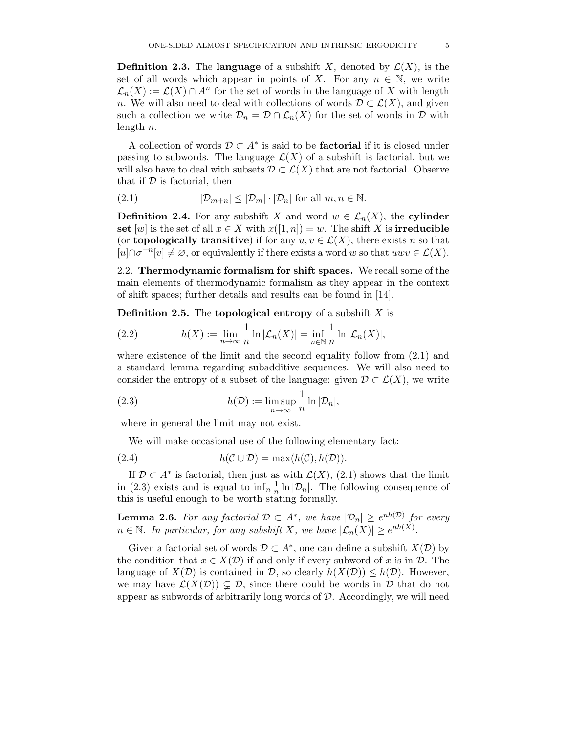**Definition 2.3.** The **language** of a subshift $X$, denoted by $\mathcal{L}(X)$, is the set of all words which appear in points of $X$. For any $n \in \mathbb{N}$, we write $\mathcal{L}_n(X) := \mathcal{L}(X) \cap A^n$ for the set of words in the language of $X$ with length $n$. We will also need to deal with collections of words $\mathcal{D} \subset \mathcal{L}(X)$, and given such a collection we write $\mathcal{D}_n = \mathcal{D} \cap \mathcal{L}_n(X)$ for the set of words in $\mathcal{D}$ with length $n$.

A collection of words $\mathcal{D} \subset A^*$ is said to be **factorial** if it is closed under passing to subwords. The language $\mathcal{L}(X)$ of a subshift is factorial, but we will also have to deal with subsets $\mathcal{D} \subset \mathcal{L}(X)$ that are not factorial. Observe that if $\mathcal{D}$ is factorial, then

$$|\mathcal{D}_{m+n}| \leq |\mathcal{D}_m| \cdot |\mathcal{D}_n| \text{ for all } m, n \in \mathbb{N}. \tag{2.1}$$

**Definition 2.4.** For any subshift $X$ and word $w \in \mathcal{L}_n(X)$, the **cylinder set** $[w]$ is the set of all $x \in X$ with $x([1,n]) = w$. The shift $X$ is **irreducible** (or **topologically transitive**) if for any $u, v \in \mathcal{L}(X)$, there exists $n$ so that $[u] \cap \sigma^{-n}[v] \neq \varnothing$, or equivalently if there exists a word $w$ so that $uwv \in \mathcal{L}(X)$.

2.2. **Thermodynamic formalism for shift spaces.** We recall some of the main elements of thermodynamic formalism as they appear in the context of shift spaces; further details and results can be found in [14].

**Definition 2.5.** The **topological entropy** of a subshift $X$ is

$$h(X) := \lim_{n \to \infty} \frac{1}{n} \ln |\mathcal{L}_n(X)| = \inf_{n \in \mathbb{N}} \frac{1}{n} \ln |\mathcal{L}_n(X)|, \tag{2.2}$$

where existence of the limit and the second equality follow from (2.1) and a standard lemma regarding subadditive sequences. We will also need to consider the entropy of a subset of the language: given $\mathcal{D} \subset \mathcal{L}(X)$, we write

$$h(\mathcal{D}) := \limsup_{n \to \infty} \frac{1}{n} \ln |\mathcal{D}_n|, \tag{2.3}$$

where in general the limit may not exist.

We will make occasional use of the following elementary fact:

$$h(\mathcal{C} \cup \mathcal{D}) = \max(h(\mathcal{C}), h(\mathcal{D})). \tag{2.4}$$

If $\mathcal{D} \subset A^*$ is factorial, then just as with $\mathcal{L}(X)$, (2.1) shows that the limit in (2.3) exists and is equal to $\inf_n \frac{1}{n} \ln |\mathcal{D}_n|$. The following consequence of this is useful enough to be worth stating formally.

**Lemma 2.6.** *For any factorial $\mathcal{D} \subset A^*$, we have $|\mathcal{D}_n| \geq e^{nh(\mathcal{D})}$ for every $n \in \mathbb{N}$. In particular, for any subshift $X$, we have $|\mathcal{L}_n(X)| \geq e^{nh(X)}$.*

Given a factorial set of words $\mathcal{D} \subset A^*$, one can define a subshift $X(\mathcal{D})$ by the condition that $x \in X(\mathcal{D})$ if and only if every subword of $x$ is in $\mathcal{D}$. The language of $X(\mathcal{D})$ is contained in $\mathcal{D}$, so clearly $h(X(\mathcal{D})) \leq h(\mathcal{D})$. However, we may have $\mathcal{L}(X(\mathcal{D})) \subsetneq \mathcal{D}$, since there could be words in $\mathcal{D}$ that do not appear as subwords of arbitrarily long words of $\mathcal{D}$. Accordingly, we will need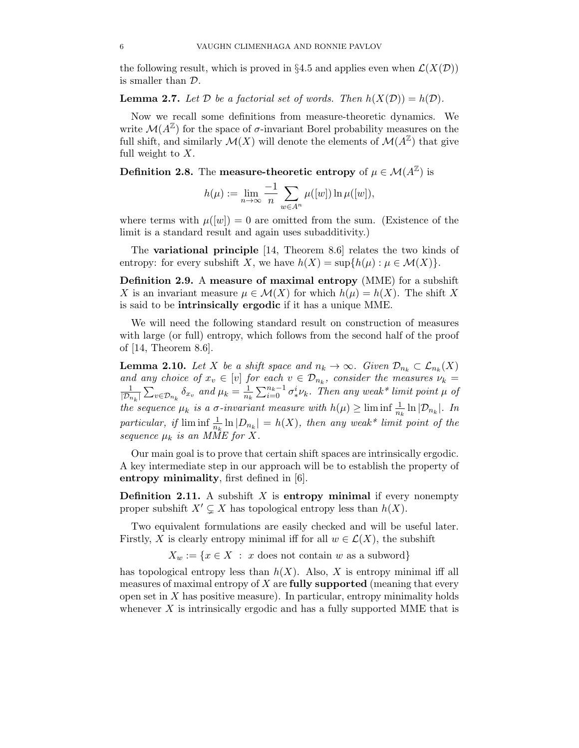the following result, which is proved in §4.5 and applies even when $\mathcal{L}(X(\mathcal{D}))$ is smaller than $\mathcal{D}$.

**Lemma 2.7.** *Let $\mathcal{D}$ be a factorial set of words. Then $h(X(\mathcal{D})) = h(\mathcal{D})$.*

Now we recall some definitions from measure-theoretic dynamics. We write $\mathcal{M}(A^{\mathbb{Z}})$ for the space of $\sigma$-invariant Borel probability measures on the full shift, and similarly $\mathcal{M}(X)$ will denote the elements of $\mathcal{M}(A^{\mathbb{Z}})$ that give full weight to $X$.

**Definition 2.8.** The **measure-theoretic entropy** of $\mu \in \mathcal{M}(A^{\mathbb{Z}})$ is

$$h(\mu) := \lim_{n\to\infty} \frac{-1}{n} \sum_{w \in A^n} \mu([w]) \ln \mu([w]),$$

where terms with $\mu([w]) = 0$ are omitted from the sum. (Existence of the limit is a standard result and again uses subadditivity.)

The **variational principle** [14, Theorem 8.6] relates the two kinds of entropy: for every subshift $X$, we have $h(X) = \sup\{h(\mu) : \mu \in \mathcal{M}(X)\}$.

**Definition 2.9.** A **measure of maximal entropy** (MME) for a subshift $X$ is an invariant measure $\mu \in \mathcal{M}(X)$ for which $h(\mu) = h(X)$. The shift $X$ is said to be **intrinsically ergodic** if it has a unique MME.

We will need the following standard result on construction of measures with large (or full) entropy, which follows from the second half of the proof of [14, Theorem 8.6].

**Lemma 2.10.** *Let $X$ be a shift space and $n_k \to \infty$. Given $\mathcal{D}_{n_k} \subset \mathcal{L}_{n_k}(X)$ and any choice of $x_v \in [v]$ for each $v \in \mathcal{D}_{n_k}$, consider the measures $\nu_k = \frac{1}{|\mathcal{D}_{n_k}|} \sum_{v \in \mathcal{D}_{n_k}} \delta_{x_v}$ and $\mu_k = \frac{1}{n_k} \sum_{i=0}^{n_k - 1} \sigma_*^i \nu_k$. Then any weak\* limit point $\mu$ of the sequence $\mu_k$ is a $\sigma$-invariant measure with $h(\mu) \geq \liminf \frac{1}{n_k} \ln |\mathcal{D}_{n_k}|$. In particular, if $\liminf \frac{1}{n_k} \ln |D_{n_k}| = h(X)$, then any weak\* limit point of the sequence $\mu_k$ is an MME for $X$.*

Our main goal is to prove that certain shift spaces are intrinsically ergodic. A key intermediate step in our approach will be to establish the property of **entropy minimality**, first defined in [6].

**Definition 2.11.** A subshift $X$ is **entropy minimal** if every nonempty proper subshift $X' \subsetneq X$ has topological entropy less than $h(X)$.

Two equivalent formulations are easily checked and will be useful later. Firstly, $X$ is clearly entropy minimal iff for all $w \in \mathcal{L}(X)$, the subshift

$$X_w := \{x \in X \;:\; x \text{ does not contain } w \text{ as a subword}\}$$

has topological entropy less than $h(X)$. Also, $X$ is entropy minimal iff all measures of maximal entropy of $X$ are **fully supported** (meaning that every open set in $X$ has positive measure). In particular, entropy minimality holds whenever $X$ is intrinsically ergodic and has a fully supported MME that is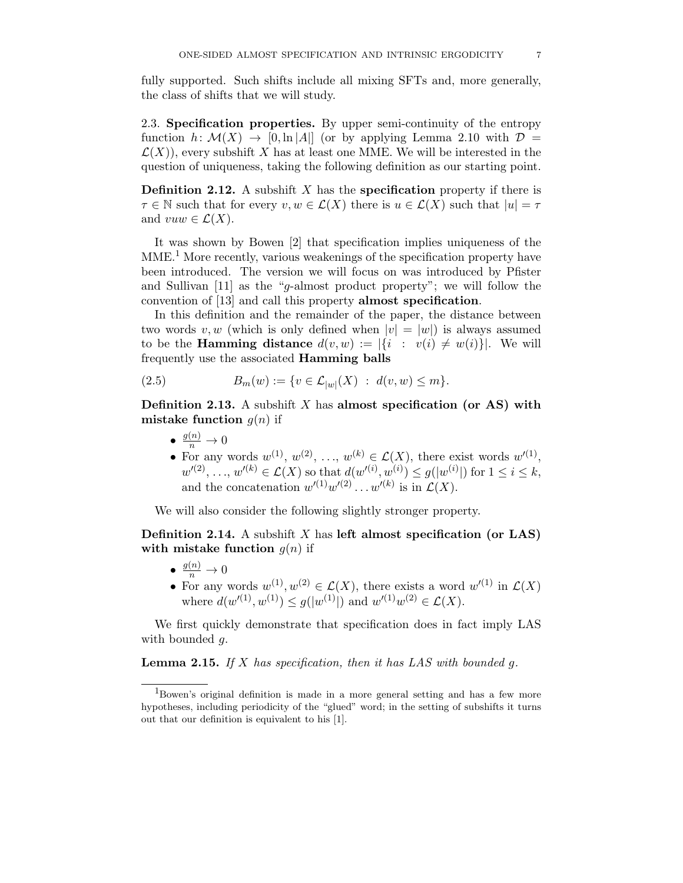fully supported. Such shifts include all mixing SFTs and, more generally, the class of shifts that we will study.

### 2.3. Specification properties.

By upper semi-continuity of the entropy function $h\colon \mathcal{M}(X) \to [0, \ln |A|]$ (or by applying Lemma 2.10 with $\mathcal{D} = \mathcal{L}(X)$), every subshift $X$ has at least one MME. We will be interested in the question of uniqueness, taking the following definition as our starting point.

**Definition 2.12.** A subshift $X$ has the **specification** property if there is $\tau \in \mathbb{N}$ such that for every $v, w \in \mathcal{L}(X)$ there is $u \in \mathcal{L}(X)$ such that $|u| = \tau$ and $vuw \in \mathcal{L}(X)$.

It was shown by Bowen [2] that specification implies uniqueness of the MME.[1] More recently, various weakenings of the specification property have been introduced. The version we will focus on was introduced by Pfister and Sullivan [11] as the "$g$-almost product property"; we will follow the convention of [13] and call this property **almost specification**.

In this definition and the remainder of the paper, the distance between two words $v, w$ (which is only defined when $|v| = |w|$) is always assumed to be the **Hamming distance** $d(v, w) := |\{i \;:\; v(i) \neq w(i)\}|$. We will frequently use the associated **Hamming balls**

$$B_m(w) := \{v \in \mathcal{L}_{|w|}(X) \;:\; d(v, w) \leq m\}. \tag{2.5}$$

**Definition 2.13.** A subshift $X$ has **almost specification (or AS) with mistake function** $g(n)$ if

- $\frac{g(n)}{n} \to 0$
- For any words $w^{(1)}, w^{(2)}, \ldots, w^{(k)} \in \mathcal{L}(X)$, there exist words $w'^{(1)}, w'^{(2)}, \ldots, w'^{(k)} \in \mathcal{L}(X)$ so that $d(w'^{(i)}, w^{(i)}) \leq g(|w^{(i)}|)$ for $1 \leq i \leq k$, and the concatenation $w'^{(1)} w'^{(2)} \ldots w'^{(k)}$ is in $\mathcal{L}(X)$.

We will also consider the following slightly stronger property.

**Definition 2.14.** A subshift $X$ has **left almost specification (or LAS) with mistake function** $g(n)$ if

- $\frac{g(n)}{n} \to 0$
- For any words $w^{(1)}, w^{(2)} \in \mathcal{L}(X)$, there exists a word $w'^{(1)}$ in $\mathcal{L}(X)$ where $d(w'^{(1)}, w^{(1)}) \leq g(|w^{(1)}|)$ and $w'^{(1)} w^{(2)} \in \mathcal{L}(X)$.

We first quickly demonstrate that specification does in fact imply LAS with bounded $g$.

**Lemma 2.15.** *If $X$ has specification, then it has LAS with bounded $g$.*

---

[1] Bowen's original definition is made in a more general setting and has a few more hypotheses, including periodicity of the "glued" word; in the setting of subshifts it turns out that our definition is equivalent to his [1].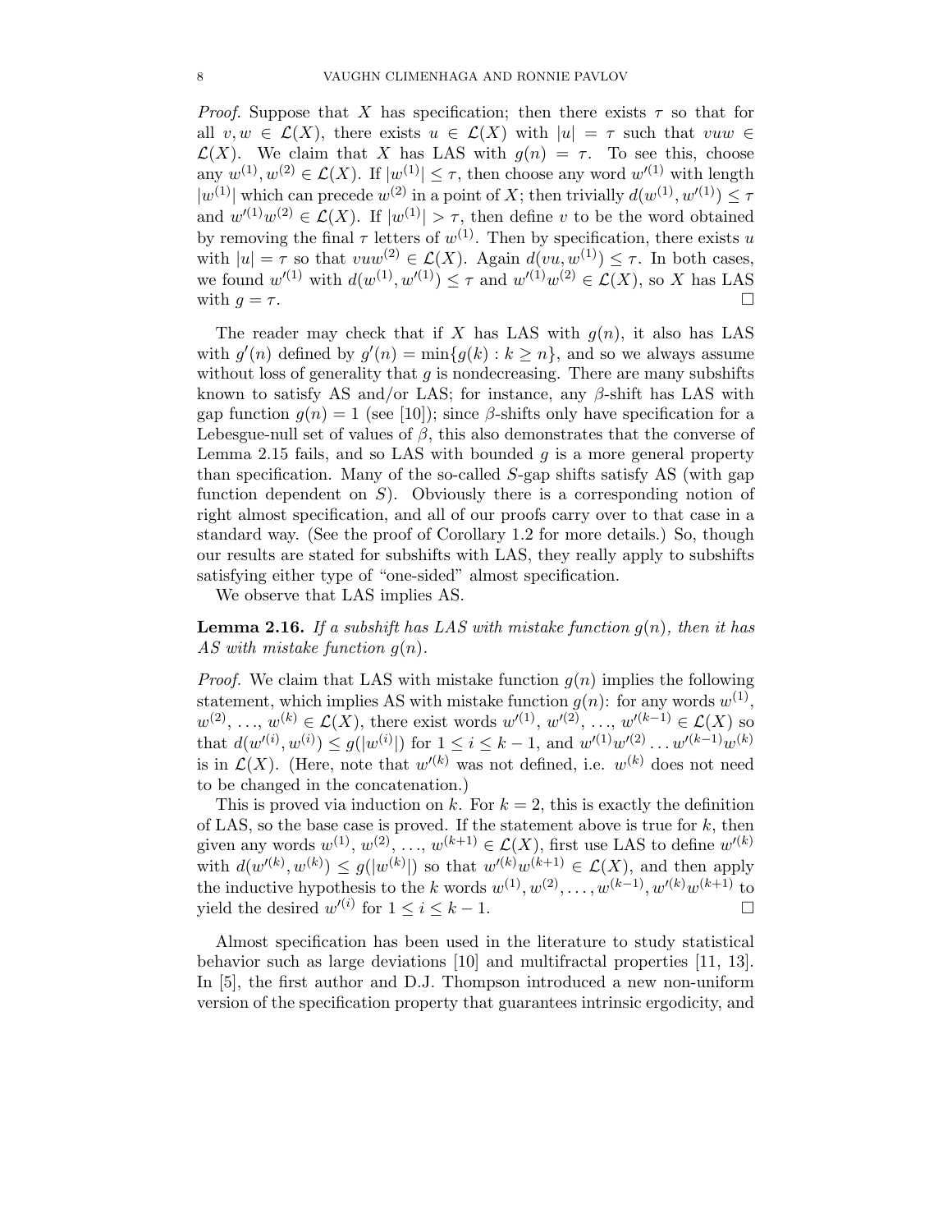*Proof.* Suppose that $X$ has specification; then there exists $\tau$ so that for all $v, w \in \mathcal{L}(X)$, there exists $u \in \mathcal{L}(X)$ with $|u| = \tau$ such that $vuw \in \mathcal{L}(X)$. We claim that $X$ has LAS with $g(n) = \tau$. To see this, choose any $w^{(1)}, w^{(2)} \in \mathcal{L}(X)$. If $|w^{(1)}| \leq \tau$, then choose any word $w'^{(1)}$ with length $|w^{(1)}|$ which can precede $w^{(2)}$ in a point of $X$; then trivially $d(w^{(1)}, w'^{(1)}) \leq \tau$ and $w'^{(1)}w^{(2)} \in \mathcal{L}(X)$. If $|w^{(1)}| > \tau$, then define $v$ to be the word obtained by removing the final $\tau$ letters of $w^{(1)}$. Then by specification, there exists $u$ with $|u| = \tau$ so that $vuw^{(2)} \in \mathcal{L}(X)$. Again $d(vu, w^{(1)}) \leq \tau$. In both cases, we found $w'^{(1)}$ with $d(w^{(1)}, w'^{(1)}) \leq \tau$ and $w'^{(1)}w^{(2)} \in \mathcal{L}(X)$, so $X$ has LAS with $g = \tau$. □

The reader may check that if $X$ has LAS with $g(n)$, it also has LAS with $g'(n)$ defined by $g'(n) = \min\{g(k) : k \geq n\}$, and so we always assume without loss of generality that $g$ is nondecreasing. There are many subshifts known to satisfy AS and/or LAS; for instance, any $\beta$-shift has LAS with gap function $g(n) = 1$ (see [10]); since $\beta$-shifts only have specification for a Lebesgue-null set of values of $\beta$, this also demonstrates that the converse of Lemma 2.15 fails, and so LAS with bounded $g$ is a more general property than specification. Many of the so-called $S$-gap shifts satisfy AS (with gap function dependent on $S$). Obviously there is a corresponding notion of right almost specification, and all of our proofs carry over to that case in a standard way. (See the proof of Corollary 1.2 for more details.) So, though our results are stated for subshifts with LAS, they really apply to subshifts satisfying either type of "one-sided" almost specification.

We observe that LAS implies AS.

**Lemma 2.16.** *If a subshift has LAS with mistake function $g(n)$, then it has AS with mistake function $g(n)$.*

*Proof.* We claim that LAS with mistake function $g(n)$ implies the following statement, which implies AS with mistake function $g(n)$: for any words $w^{(1)}$, $w^{(2)}$, …, $w^{(k)} \in \mathcal{L}(X)$, there exist words $w'^{(1)}$, $w'^{(2)}$, …, $w'^{(k-1)} \in \mathcal{L}(X)$ so that $d(w'^{(i)}, w^{(i)}) \leq g(|w^{(i)}|)$ for $1 \leq i \leq k-1$, and $w'^{(1)}w'^{(2)} \ldots w'^{(k-1)}w^{(k)}$ is in $\mathcal{L}(X)$. (Here, note that $w'^{(k)}$ was not defined, i.e. $w^{(k)}$ does not need to be changed in the concatenation.)

This is proved via induction on $k$. For $k = 2$, this is exactly the definition of LAS, so the base case is proved. If the statement above is true for $k$, then given any words $w^{(1)}, w^{(2)}, \ldots, w^{(k+1)} \in \mathcal{L}(X)$, first use LAS to define $w'^{(k)}$ with $d(w'^{(k)}, w^{(k)}) \leq g(|w^{(k)}|)$ so that $w'^{(k)}w^{(k+1)} \in \mathcal{L}(X)$, and then apply the inductive hypothesis to the $k$ words $w^{(1)}, w^{(2)}, \ldots, w^{(k-1)}, w'^{(k)}w^{(k+1)}$ to yield the desired $w'^{(i)}$ for $1 \leq i \leq k-1$. □

Almost specification has been used in the literature to study statistical behavior such as large deviations [10] and multifractal properties [11, 13]. In [5], the first author and D.J. Thompson introduced a new non-uniform version of the specification property that guarantees intrinsic ergodicity, and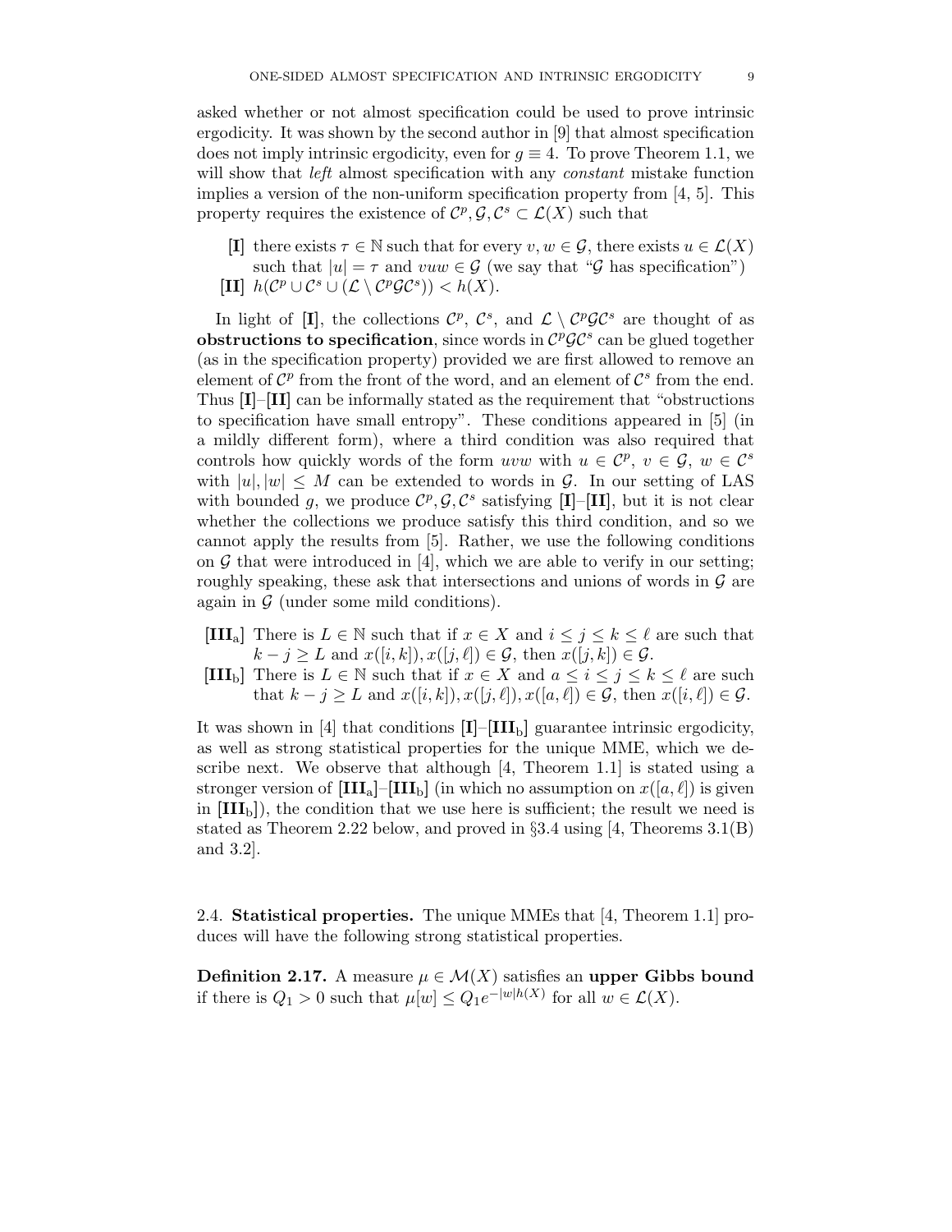asked whether or not almost specification could be used to prove intrinsic ergodicity. It was shown by the second author in [9] that almost specification does not imply intrinsic ergodicity, even for $g \equiv 4$. To prove Theorem 1.1, we will show that *left* almost specification with any *constant* mistake function implies a version of the non-uniform specification property from [4, 5]. This property requires the existence of $\mathcal{C}^p, \mathcal{G}, \mathcal{C}^s \subset \mathcal{L}(X)$ such that

- **[I]** there exists $\tau \in \mathbb{N}$ such that for every $v, w \in \mathcal{G}$, there exists $u \in \mathcal{L}(X)$ such that $|u| = \tau$ and $vuw \in \mathcal{G}$ (we say that "$\mathcal{G}$ has specification")
- **[II]** $h(\mathcal{C}^p \cup \mathcal{C}^s \cup (\mathcal{L} \setminus \mathcal{C}^p\mathcal{G}\mathcal{C}^s)) < h(X)$.

In light of **[I]**, the collections $\mathcal{C}^p$, $\mathcal{C}^s$, and $\mathcal{L} \setminus \mathcal{C}^p\mathcal{G}\mathcal{C}^s$ are thought of as **obstructions to specification**, since words in $\mathcal{C}^p\mathcal{G}\mathcal{C}^s$ can be glued together (as in the specification property) provided we are first allowed to remove an element of $\mathcal{C}^p$ from the front of the word, and an element of $\mathcal{C}^s$ from the end. Thus **[I]**–**[II]** can be informally stated as the requirement that "obstructions to specification have small entropy". These conditions appeared in [5] (in a mildly different form), where a third condition was also required that controls how quickly words of the form $uvw$ with $u \in \mathcal{C}^p$, $v \in \mathcal{G}$, $w \in \mathcal{C}^s$ with $|u|, |w| \leq M$ can be extended to words in $\mathcal{G}$. In our setting of LAS with bounded $g$, we produce $\mathcal{C}^p, \mathcal{G}, \mathcal{C}^s$ satisfying **[I]**–**[II]**, but it is not clear whether the collections we produce satisfy this third condition, and so we cannot apply the results from [5]. Rather, we use the following conditions on $\mathcal{G}$ that were introduced in [4], which we are able to verify in our setting; roughly speaking, these ask that intersections and unions of words in $\mathcal{G}$ are again in $\mathcal{G}$ (under some mild conditions).

- **[III$_\text{a}$]** There is $L \in \mathbb{N}$ such that if $x \in X$ and $i \leq j \leq k \leq \ell$ are such that $k - j \geq L$ and $x([i,k]), x([j,\ell]) \in \mathcal{G}$, then $x([j,k]) \in \mathcal{G}$.
- **[III$_\text{b}$]** There is $L \in \mathbb{N}$ such that if $x \in X$ and $a \leq i \leq j \leq k \leq \ell$ are such that $k - j \geq L$ and $x([i,k]), x([j,\ell]), x([a,\ell]) \in \mathcal{G}$, then $x([i,\ell]) \in \mathcal{G}$.

It was shown in [4] that conditions **[I]**–**[III$_\text{b}$]** guarantee intrinsic ergodicity, as well as strong statistical properties for the unique MME, which we describe next. We observe that although [4, Theorem 1.1] is stated using a stronger version of **[III$_\text{a}$]**–**[III$_\text{b}$]** (in which no assumption on $x([a,\ell])$ is given in **[III$_\text{b}$]**), the condition that we use here is sufficient; the result we need is stated as Theorem 2.22 below, and proved in §3.4 using [4, Theorems 3.1(B) and 3.2].

2.4. **Statistical properties.** The unique MMEs that [4, Theorem 1.1] produces will have the following strong statistical properties.

**Definition 2.17.** A measure $\mu \in \mathcal{M}(X)$ satisfies an **upper Gibbs bound** if there is $Q_1 > 0$ such that $\mu[w] \leq Q_1 e^{-|w|h(X)}$ for all $w \in \mathcal{L}(X)$.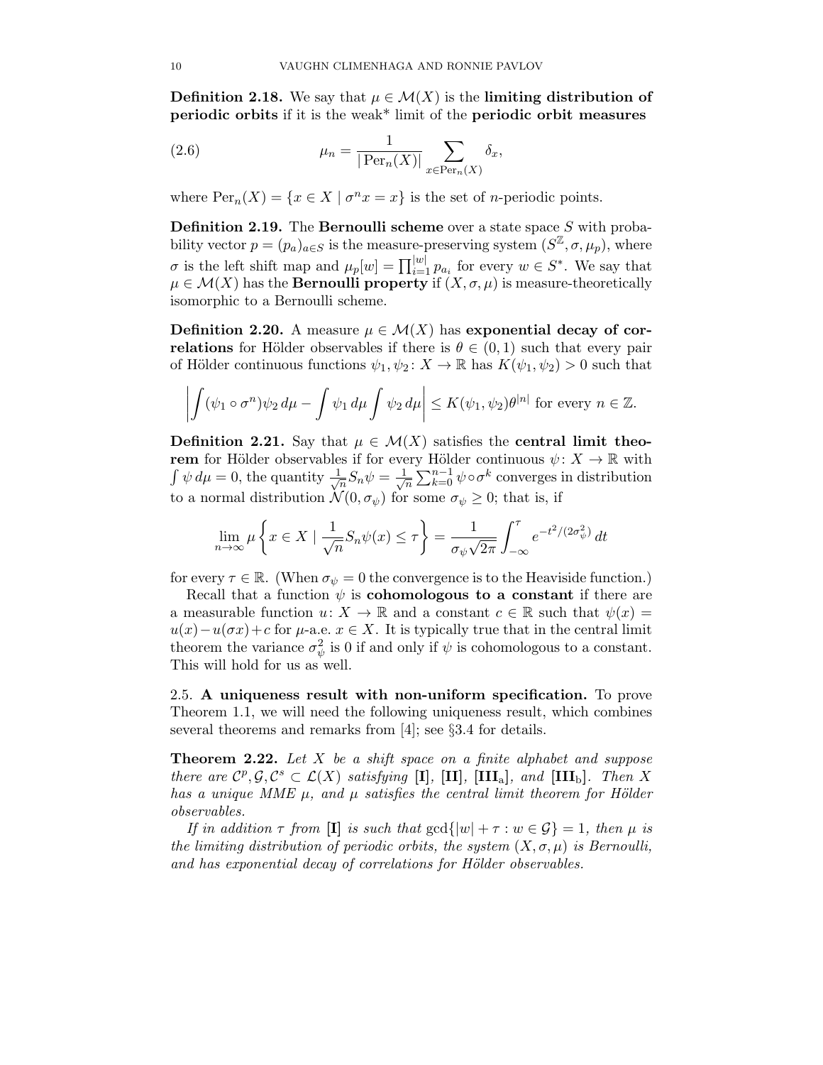**Definition 2.18.** We say that $\mu \in \mathcal{M}(X)$ is the **limiting distribution of periodic orbits** if it is the weak* limit of the **periodic orbit measures**

$$\mu_n = \frac{1}{|\operatorname{Per}_n(X)|} \sum_{x \in \operatorname{Per}_n(X)} \delta_x, \tag{2.6}$$

where $\operatorname{Per}_n(X) = \{x \in X \mid \sigma^n x = x\}$ is the set of $n$-periodic points.

**Definition 2.19.** The **Bernoulli scheme** over a state space $S$ with probability vector $p = (p_a)_{a \in S}$ is the measure-preserving system $(S^{\mathbb{Z}}, \sigma, \mu_p)$, where $\sigma$ is the left shift map and $\mu_p[w] = \prod_{i=1}^{|w|} p_{a_i}$ for every $w \in S^*$. We say that $\mu \in \mathcal{M}(X)$ has the **Bernoulli property** if $(X, \sigma, \mu)$ is measure-theoretically isomorphic to a Bernoulli scheme.

**Definition 2.20.** A measure $\mu \in \mathcal{M}(X)$ has **exponential decay of correlations** for Hölder observables if there is $\theta \in (0,1)$ such that every pair of Hölder continuous functions $\psi_1, \psi_2 \colon X \to \mathbb{R}$ has $K(\psi_1, \psi_2) > 0$ such that

$$\left| \int (\psi_1 \circ \sigma^n) \psi_2 \, d\mu - \int \psi_1 \, d\mu \int \psi_2 \, d\mu \right| \leq K(\psi_1, \psi_2) \theta^{|n|} \text{ for every } n \in \mathbb{Z}.$$

**Definition 2.21.** Say that $\mu \in \mathcal{M}(X)$ satisfies the **central limit theorem** for Hölder observables if for every Hölder continuous $\psi \colon X \to \mathbb{R}$ with $\int \psi \, d\mu = 0$, the quantity $\frac{1}{\sqrt{n}} S_n \psi = \frac{1}{\sqrt{n}} \sum_{k=0}^{n-1} \psi \circ \sigma^k$ converges in distribution to a normal distribution $\mathcal{N}(0, \sigma_\psi)$ for some $\sigma_\psi \geq 0$; that is, if

$$\lim_{n \to \infty} \mu \left\{ x \in X \mid \frac{1}{\sqrt{n}} S_n \psi(x) \leq \tau \right\} = \frac{1}{\sigma_\psi \sqrt{2\pi}} \int_{-\infty}^{\tau} e^{-t^2/(2\sigma_\psi^2)} \, dt$$

for every $\tau \in \mathbb{R}$. (When $\sigma_\psi = 0$ the convergence is to the Heaviside function.)

Recall that a function $\psi$ is **cohomologous to a constant** if there are a measurable function $u \colon X \to \mathbb{R}$ and a constant $c \in \mathbb{R}$ such that $\psi(x) = u(x) - u(\sigma x) + c$ for $\mu$-a.e. $x \in X$. It is typically true that in the central limit theorem the variance $\sigma_\psi^2$ is 0 if and only if $\psi$ is cohomologous to a constant. This will hold for us as well.

2.5. **A uniqueness result with non-uniform specification.** To prove Theorem 1.1, we will need the following uniqueness result, which combines several theorems and remarks from [4]; see §3.4 for details.

**Theorem 2.22.** *Let $X$ be a shift space on a finite alphabet and suppose there are $\mathcal{C}^p, \mathcal{G}, \mathcal{C}^s \subset \mathcal{L}(X)$ satisfying* **[I]**, **[II]**, **[III$_\text{a}$]**, *and* **[III$_\text{b}$]**. *Then $X$ has a unique MME $\mu$, and $\mu$ satisfies the central limit theorem for Hölder observables.*

*If in addition $\tau$ from* **[I]** *is such that $\gcd\{|w| + \tau : w \in \mathcal{G}\} = 1$, then $\mu$ is the limiting distribution of periodic orbits, the system $(X, \sigma, \mu)$ is Bernoulli, and has exponential decay of correlations for Hölder observables.*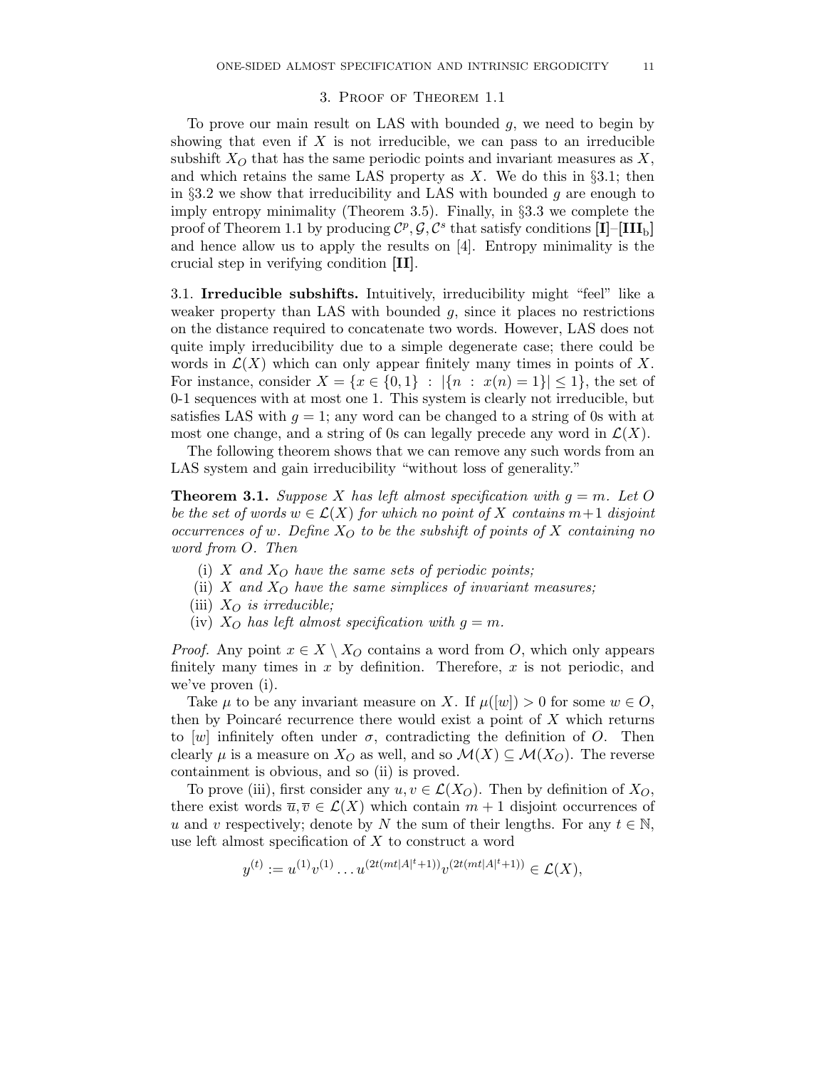## 3. Proof of Theorem 1.1

To prove our main result on LAS with bounded $g$, we need to begin by showing that even if $X$ is not irreducible, we can pass to an irreducible subshift $X_O$ that has the same periodic points and invariant measures as $X$, and which retains the same LAS property as $X$. We do this in §3.1; then in §3.2 we show that irreducibility and LAS with bounded $g$ are enough to imply entropy minimality (Theorem 3.5). Finally, in §3.3 we complete the proof of Theorem 1.1 by producing $\mathcal{C}^p, \mathcal{G}, \mathcal{C}^s$ that satisfy conditions **[I]**–**[III$_\mathrm{b}$]** and hence allow us to apply the results on [4]. Entropy minimality is the crucial step in verifying condition **[II]**.

### 3.1. Irreducible subshifts.

Intuitively, irreducibility might "feel" like a weaker property than LAS with bounded $g$, since it places no restrictions on the distance required to concatenate two words. However, LAS does not quite imply irreducibility due to a simple degenerate case; there could be words in $\mathcal{L}(X)$ which can only appear finitely many times in points of $X$. For instance, consider $X = \{x \in \{0,1\} \ : \ |\{n \ : \ x(n) = 1\}| \leq 1\}$, the set of 0-1 sequences with at most one 1. This system is clearly not irreducible, but satisfies LAS with $g = 1$; any word can be changed to a string of 0s with at most one change, and a string of 0s can legally precede any word in $\mathcal{L}(X)$.

The following theorem shows that we can remove any such words from an LAS system and gain irreducibility "without loss of generality."

**Theorem 3.1.** *Suppose $X$ has left almost specification with $g = m$. Let $O$ be the set of words $w \in \mathcal{L}(X)$ for which no point of $X$ contains $m+1$ disjoint occurrences of $w$. Define $X_O$ to be the subshift of points of $X$ containing no word from $O$. Then*

- (i) *$X$ and $X_O$ have the same sets of periodic points;*
- (ii) *$X$ and $X_O$ have the same simplices of invariant measures;*
- (iii) *$X_O$ is irreducible;*
- (iv) *$X_O$ has left almost specification with $g = m$.*

*Proof.* Any point $x \in X \setminus X_O$ contains a word from $O$, which only appears finitely many times in $x$ by definition. Therefore, $x$ is not periodic, and we've proven (i).

Take $\mu$ to be any invariant measure on $X$. If $\mu([w]) > 0$ for some $w \in O$, then by Poincaré recurrence there would exist a point of $X$ which returns to $[w]$ infinitely often under $\sigma$, contradicting the definition of $O$. Then clearly $\mu$ is a measure on $X_O$ as well, and so $\mathcal{M}(X) \subseteq \mathcal{M}(X_O)$. The reverse containment is obvious, and so (ii) is proved.

To prove (iii), first consider any $u, v \in \mathcal{L}(X_O)$. Then by definition of $X_O$, there exist words $\overline{u}, \overline{v} \in \mathcal{L}(X)$ which contain $m+1$ disjoint occurrences of $u$ and $v$ respectively; denote by $N$ the sum of their lengths. For any $t \in \mathbb{N}$, use left almost specification of $X$ to construct a word

$$y^{(t)} := u^{(1)} v^{(1)} \dots u^{(2t(mt|A|^t+1))} v^{(2t(mt|A|^t+1))} \in \mathcal{L}(X),$$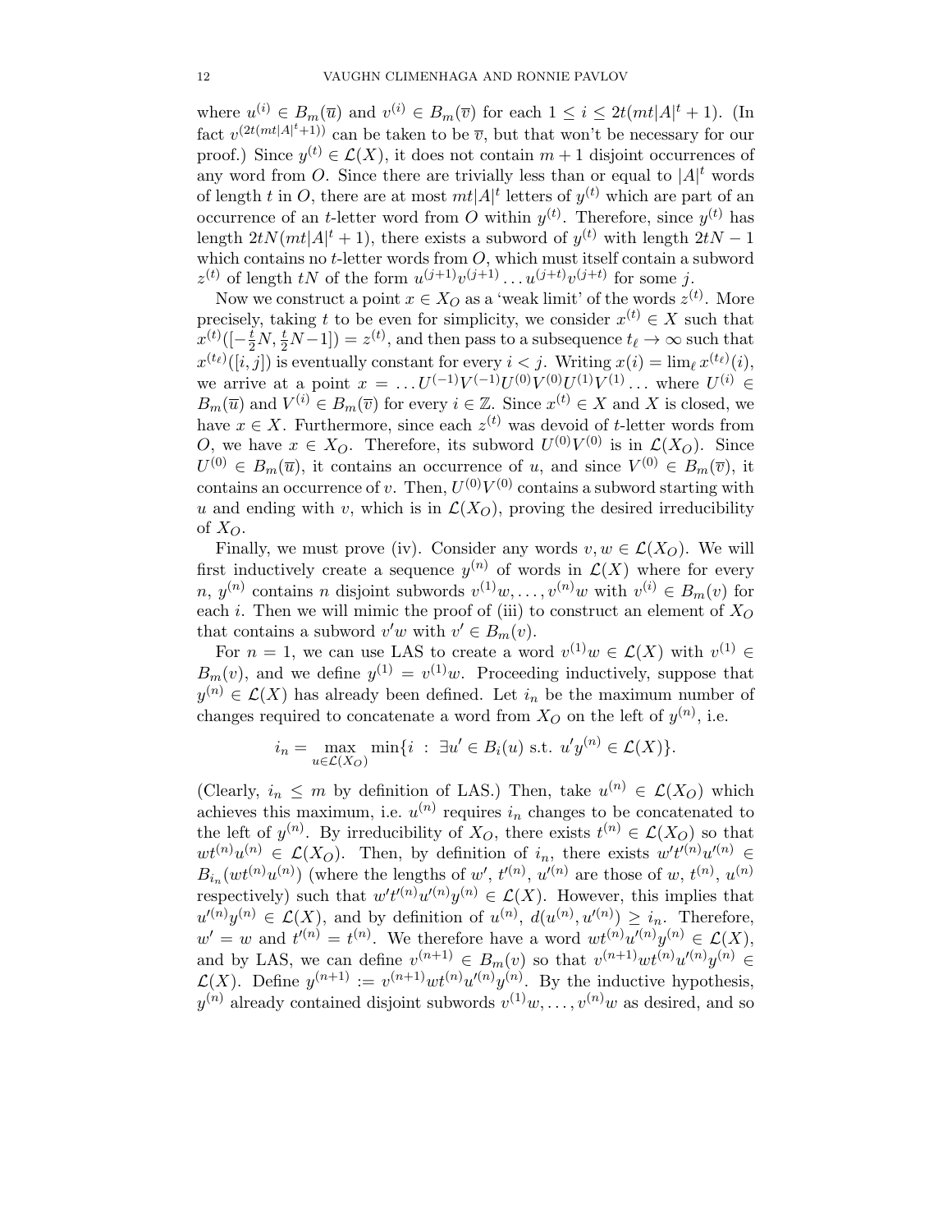where $u^{(i)} \in B_m(\overline{u})$ and $v^{(i)} \in B_m(\overline{v})$ for each $1 \leq i \leq 2t(mt|A|^t + 1)$. (In fact $v^{(2t(mt|A|^t+1))}$ can be taken to be $\overline{v}$, but that won't be necessary for our proof.) Since $y^{(t)} \in \mathcal{L}(X)$, it does not contain $m+1$ disjoint occurrences of any word from $O$. Since there are trivially less than or equal to $|A|^t$ words of length $t$ in $O$, there are at most $mt|A|^t$ letters of $y^{(t)}$ which are part of an occurrence of an $t$-letter word from $O$ within $y^{(t)}$. Therefore, since $y^{(t)}$ has length $2tN(mt|A|^t + 1)$, there exists a subword of $y^{(t)}$ with length $2tN - 1$ which contains no $t$-letter words from $O$, which must itself contain a subword $z^{(t)}$ of length $tN$ of the form $u^{(j+1)}v^{(j+1)} \dots u^{(j+t)}v^{(j+t)}$ for some $j$.

Now we construct a point $x \in X_O$ as a 'weak limit' of the words $z^{(t)}$. More precisely, taking $t$ to be even for simplicity, we consider $x^{(t)} \in X$ such that $x^{(t)}([-\frac{t}{2}N, \frac{t}{2}N - 1]) = z^{(t)}$, and then pass to a subsequence $t_\ell \to \infty$ such that $x^{(t_\ell)}([i,j])$ is eventually constant for every $i < j$. Writing $x(i) = \lim_\ell x^{(t_\ell)}(i)$, we arrive at a point $x = \dots U^{(-1)}V^{(-1)}U^{(0)}V^{(0)}U^{(1)}V^{(1)} \dots$ where $U^{(i)} \in B_m(\overline{u})$ and $V^{(i)} \in B_m(\overline{v})$ for every $i \in \mathbb{Z}$. Since $x^{(t)} \in X$ and $X$ is closed, we have $x \in X$. Furthermore, since each $z^{(t)}$ was devoid of $t$-letter words from $O$, we have $x \in X_O$. Therefore, its subword $U^{(0)}V^{(0)}$ is in $\mathcal{L}(X_O)$. Since $U^{(0)} \in B_m(\overline{u})$, it contains an occurrence of $u$, and since $V^{(0)} \in B_m(\overline{v})$, it contains an occurrence of $v$. Then, $U^{(0)}V^{(0)}$ contains a subword starting with $u$ and ending with $v$, which is in $\mathcal{L}(X_O)$, proving the desired irreducibility of $X_O$.

Finally, we must prove (iv). Consider any words $v, w \in \mathcal{L}(X_O)$. We will first inductively create a sequence $y^{(n)}$ of words in $\mathcal{L}(X)$ where for every $n$, $y^{(n)}$ contains $n$ disjoint subwords $v^{(1)}w, \dots, v^{(n)}w$ with $v^{(i)} \in B_m(v)$ for each $i$. Then we will mimic the proof of (iii) to construct an element of $X_O$ that contains a subword $v'w$ with $v' \in B_m(v)$.

For $n = 1$, we can use LAS to create a word $v^{(1)}w \in \mathcal{L}(X)$ with $v^{(1)} \in B_m(v)$, and we define $y^{(1)} = v^{(1)}w$. Proceeding inductively, suppose that $y^{(n)} \in \mathcal{L}(X)$ has already been defined. Let $i_n$ be the maximum number of changes required to concatenate a word from $X_O$ on the left of $y^{(n)}$, i.e.

$$i_n = \max_{u \in \mathcal{L}(X_O)} \min\{i \; : \; \exists u' \in B_i(u) \text{ s.t. } u'y^{(n)} \in \mathcal{L}(X)\}.$$

(Clearly, $i_n \leq m$ by definition of LAS.) Then, take $u^{(n)} \in \mathcal{L}(X_O)$ which achieves this maximum, i.e. $u^{(n)}$ requires $i_n$ changes to be concatenated to the left of $y^{(n)}$. By irreducibility of $X_O$, there exists $t^{(n)} \in \mathcal{L}(X_O)$ so that $wt^{(n)}u^{(n)} \in \mathcal{L}(X_O)$. Then, by definition of $i_n$, there exists $w't'^{(n)}u'^{(n)} \in B_{i_n}(wt^{(n)}u^{(n)})$ (where the lengths of $w'$, $t'^{(n)}$, $u'^{(n)}$ are those of $w$, $t^{(n)}$, $u^{(n)}$ respectively) such that $w't'^{(n)}u'^{(n)}y^{(n)} \in \mathcal{L}(X)$. However, this implies that $u'^{(n)}y^{(n)} \in \mathcal{L}(X)$, and by definition of $u^{(n)}$, $d(u^{(n)}, u'^{(n)}) \geq i_n$. Therefore, $w' = w$ and $t'^{(n)} = t^{(n)}$. We therefore have a word $wt^{(n)}u'^{(n)}y^{(n)} \in \mathcal{L}(X)$, and by LAS, we can define $v^{(n+1)} \in B_m(v)$ so that $v^{(n+1)}wt^{(n)}u'^{(n)}y^{(n)} \in \mathcal{L}(X)$. Define $y^{(n+1)} := v^{(n+1)}wt^{(n)}u'^{(n)}y^{(n)}$. By the inductive hypothesis, $y^{(n)}$ already contained disjoint subwords $v^{(1)}w, \dots, v^{(n)}w$ as desired, and so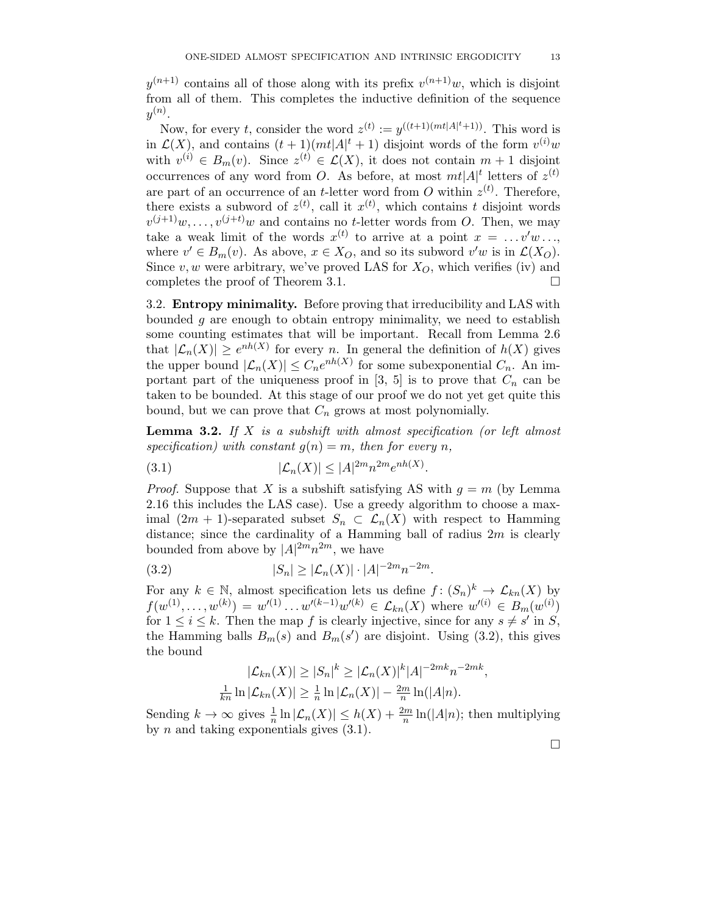$y^{(n+1)}$ contains all of those along with its prefix $v^{(n+1)}w$, which is disjoint from all of them. This completes the inductive definition of the sequence $y^{(n)}$.

Now, for every $t$, consider the word $z^{(t)} := y^{((t+1)(mt|A|^t+1))}$. This word is in $\mathcal{L}(X)$, and contains $(t+1)(mt|A|^t+1)$ disjoint words of the form $v^{(i)}w$ with $v^{(i)} \in B_m(v)$. Since $z^{(t)} \in \mathcal{L}(X)$, it does not contain $m+1$ disjoint occurrences of any word from $O$. As before, at most $mt|A|^t$ letters of $z^{(t)}$ are part of an occurrence of an $t$-letter word from $O$ within $z^{(t)}$. Therefore, there exists a subword of $z^{(t)}$, call it $x^{(t)}$, which contains $t$ disjoint words $v^{(j+1)}w, \ldots, v^{(j+t)}w$ and contains no $t$-letter words from $O$. Then, we may take a weak limit of the words $x^{(t)}$ to arrive at a point $x = \ldots v'w\ldots$, where $v' \in B_m(v)$. As above, $x \in X_O$, and so its subword $v'w$ is in $\mathcal{L}(X_O)$. Since $v, w$ were arbitrary, we've proved LAS for $X_O$, which verifies (iv) and completes the proof of Theorem 3.1. $\square$

## 3.2. Entropy minimality.

Before proving that irreducibility and LAS with bounded $g$ are enough to obtain entropy minimality, we need to establish some counting estimates that will be important. Recall from Lemma 2.6 that $|\mathcal{L}_n(X)| \geq e^{nh(X)}$ for every $n$. In general the definition of $h(X)$ gives the upper bound $|\mathcal{L}_n(X)| \leq C_n e^{nh(X)}$ for some subexponential $C_n$. An important part of the uniqueness proof in [3, 5] is to prove that $C_n$ can be taken to be bounded. At this stage of our proof we do not yet get quite this bound, but we can prove that $C_n$ grows at most polynomially.

**Lemma 3.2.** *If $X$ is a subshift with almost specification (or left almost specification) with constant $g(n) = m$, then for every $n$,*

$$|\mathcal{L}_n(X)| \leq |A|^{2m} n^{2m} e^{nh(X)}. \tag{3.1}$$

*Proof.* Suppose that $X$ is a subshift satisfying AS with $g = m$ (by Lemma 2.16 this includes the LAS case). Use a greedy algorithm to choose a maximal $(2m+1)$-separated subset $S_n \subset \mathcal{L}_n(X)$ with respect to Hamming distance; since the cardinality of a Hamming ball of radius $2m$ is clearly bounded from above by $|A|^{2m} n^{2m}$, we have

$$|S_n| \geq |\mathcal{L}_n(X)| \cdot |A|^{-2m} n^{-2m}. \tag{3.2}$$

For any $k \in \mathbb{N}$, almost specification lets us define $f\colon (S_n)^k \to \mathcal{L}_{kn}(X)$ by $f(w^{(1)}, \ldots, w^{(k)}) = w'^{(1)} \ldots w'^{(k-1)} w'^{(k)} \in \mathcal{L}_{kn}(X)$ where $w'^{(i)} \in B_m(w^{(i)})$ for $1 \leq i \leq k$. Then the map $f$ is clearly injective, since for any $s \neq s'$ in $S$, the Hamming balls $B_m(s)$ and $B_m(s')$ are disjoint. Using (3.2), this gives the bound

$$|\mathcal{L}_{kn}(X)| \geq |S_n|^k \geq |\mathcal{L}_n(X)|^k |A|^{-2mk} n^{-2mk},$$
$$\tfrac{1}{kn} \ln |\mathcal{L}_{kn}(X)| \geq \tfrac{1}{n} \ln |\mathcal{L}_n(X)| - \tfrac{2m}{n} \ln(|A|n).$$

Sending $k \to \infty$ gives $\frac{1}{n} \ln |\mathcal{L}_n(X)| \leq h(X) + \frac{2m}{n} \ln(|A|n)$; then multiplying by $n$ and taking exponentials gives (3.1).

$\square$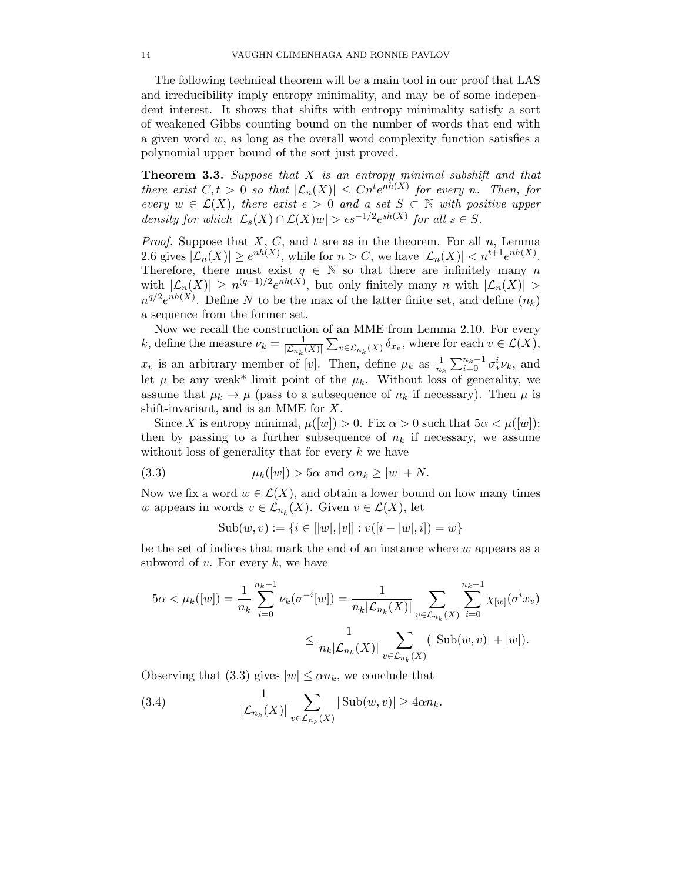The following technical theorem will be a main tool in our proof that LAS and irreducibility imply entropy minimality, and may be of some independent interest. It shows that shifts with entropy minimality satisfy a sort of weakened Gibbs counting bound on the number of words that end with a given word $w$, as long as the overall word complexity function satisfies a polynomial upper bound of the sort just proved.

**Theorem 3.3.** *Suppose that $X$ is an entropy minimal subshift and that there exist $C, t > 0$ so that $|\mathcal{L}_n(X)| \leq Cn^t e^{nh(X)}$ for every $n$. Then, for every $w \in \mathcal{L}(X)$, there exist $\epsilon > 0$ and a set $S \subset \mathbb{N}$ with positive upper density for which $|\mathcal{L}_s(X) \cap \mathcal{L}(X)w| > \epsilon s^{-1/2} e^{sh(X)}$ for all $s \in S$.*

*Proof.* Suppose that $X$, $C$, and $t$ are as in the theorem. For all $n$, Lemma 2.6 gives $|\mathcal{L}_n(X)| \geq e^{nh(X)}$, while for $n > C$, we have $|\mathcal{L}_n(X)| < n^{t+1}e^{nh(X)}$. Therefore, there must exist $q \in \mathbb{N}$ so that there are infinitely many $n$ with $|\mathcal{L}_n(X)| \geq n^{(q-1)/2}e^{nh(X)}$, but only finitely many $n$ with $|\mathcal{L}_n(X)| > n^{q/2}e^{nh(X)}$. Define $N$ to be the max of the latter finite set, and define $(n_k)$ a sequence from the former set.

Now we recall the construction of an MME from Lemma 2.10. For every $k$, define the measure $\nu_k = \frac{1}{|\mathcal{L}_{n_k}(X)|}\sum_{v \in \mathcal{L}_{n_k}(X)} \delta_{x_v}$, where for each $v \in \mathcal{L}(X)$, $x_v$ is an arbitrary member of $[v]$. Then, define $\mu_k$ as $\frac{1}{n_k}\sum_{i=0}^{n_k-1} \sigma_*^i \nu_k$, and let $\mu$ be any weak* limit point of the $\mu_k$. Without loss of generality, we assume that $\mu_k \to \mu$ (pass to a subsequence of $n_k$ if necessary). Then $\mu$ is shift-invariant, and is an MME for $X$.

Since $X$ is entropy minimal, $\mu([w]) > 0$. Fix $\alpha > 0$ such that $5\alpha < \mu([w])$; then by passing to a further subsequence of $n_k$ if necessary, we assume without loss of generality that for every $k$ we have

$$\mu_k([w]) > 5\alpha \text{ and } \alpha n_k \geq |w| + N. \tag{3.3}$$

Now we fix a word $w \in \mathcal{L}(X)$, and obtain a lower bound on how many times $w$ appears in words $v \in \mathcal{L}_{n_k}(X)$. Given $v \in \mathcal{L}(X)$, let

$$\operatorname{Sub}(w, v) := \{i \in [|w|, |v|] : v([i - |w|, i]) = w\}$$

be the set of indices that mark the end of an instance where $w$ appears as a subword of $v$. For every $k$, we have

$$\begin{aligned} 5\alpha < \mu_k([w]) = \frac{1}{n_k}\sum_{i=0}^{n_k-1} \nu_k(\sigma^{-i}[w]) &= \frac{1}{n_k|\mathcal{L}_{n_k}(X)|}\sum_{v \in \mathcal{L}_{n_k}(X)}\sum_{i=0}^{n_k-1} \chi_{[w]}(\sigma^i x_v) \\ &\leq \frac{1}{n_k|\mathcal{L}_{n_k}(X)|}\sum_{v \in \mathcal{L}_{n_k}(X)} (|\operatorname{Sub}(w,v)| + |w|). \end{aligned}$$

Observing that (3.3) gives $|w| \leq \alpha n_k$, we conclude that

$$\frac{1}{|\mathcal{L}_{n_k}(X)|}\sum_{v \in \mathcal{L}_{n_k}(X)} |\operatorname{Sub}(w,v)| \geq 4\alpha n_k. \tag{3.4}$$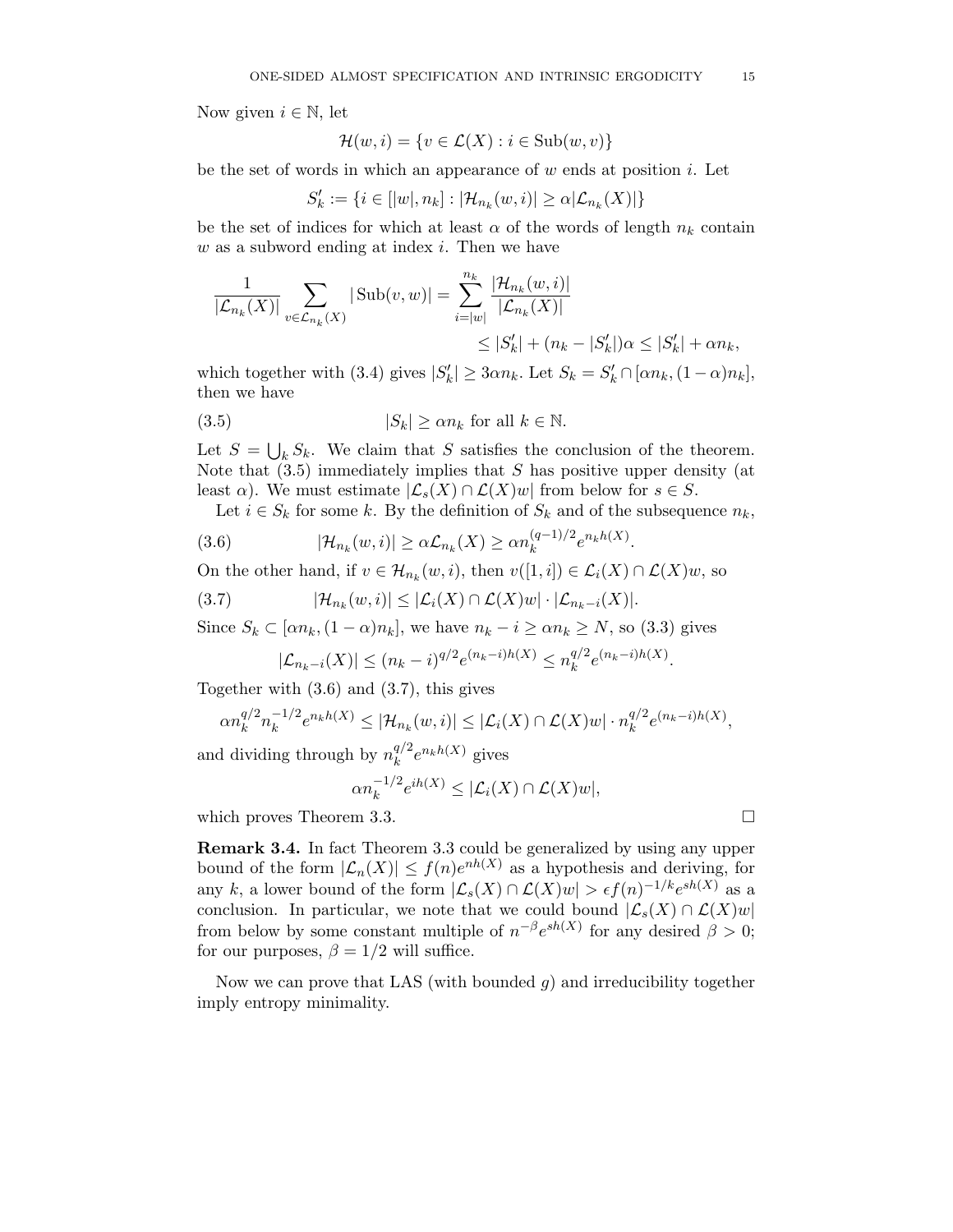Now given $i \in \mathbb{N}$, let

$$\mathcal{H}(w, i) = \{v \in \mathcal{L}(X) : i \in \mathrm{Sub}(w, v)\}$$

be the set of words in which an appearance of $w$ ends at position $i$. Let

$$S'_k := \{i \in [|w|, n_k] : |\mathcal{H}_{n_k}(w, i)| \geq \alpha |\mathcal{L}_{n_k}(X)|\}$$

be the set of indices for which at least $\alpha$ of the words of length $n_k$ contain $w$ as a subword ending at index $i$. Then we have

$$\begin{aligned}\frac{1}{|\mathcal{L}_{n_k}(X)|} \sum_{v \in \mathcal{L}_{n_k}(X)} |\mathrm{Sub}(v, w)| &= \sum_{i=|w|}^{n_k} \frac{|\mathcal{H}_{n_k}(w, i)|}{|\mathcal{L}_{n_k}(X)|} \\ &\leq |S'_k| + (n_k - |S'_k|)\alpha \leq |S'_k| + \alpha n_k,\end{aligned}$$

which together with (3.4) gives $|S'_k| \geq 3\alpha n_k$. Let $S_k = S'_k \cap [\alpha n_k, (1-\alpha)n_k]$, then we have

$$|S_k| \geq \alpha n_k \text{ for all } k \in \mathbb{N}. \tag{3.5}$$

Let $S = \bigcup_k S_k$. We claim that $S$ satisfies the conclusion of the theorem. Note that (3.5) immediately implies that $S$ has positive upper density (at least $\alpha$). We must estimate $|\mathcal{L}_s(X) \cap \mathcal{L}(X)w|$ from below for $s \in S$.

Let $i \in S_k$ for some $k$. By the definition of $S_k$ and of the subsequence $n_k$,

$$|\mathcal{H}_{n_k}(w, i)| \geq \alpha \mathcal{L}_{n_k}(X) \geq \alpha n_k^{(q-1)/2} e^{n_k h(X)}. \tag{3.6}$$

On the other hand, if $v \in \mathcal{H}_{n_k}(w, i)$, then $v([1, i]) \in \mathcal{L}_i(X) \cap \mathcal{L}(X)w$, so

$$|\mathcal{H}_{n_k}(w, i)| \leq |\mathcal{L}_i(X) \cap \mathcal{L}(X)w| \cdot |\mathcal{L}_{n_k - i}(X)|. \tag{3.7}$$

Since $S_k \subset [\alpha n_k, (1-\alpha)n_k]$, we have $n_k - i \geq \alpha n_k \geq N$, so (3.3) gives

$$|\mathcal{L}_{n_k - i}(X)| \leq (n_k - i)^{q/2} e^{(n_k - i)h(X)} \leq n_k^{q/2} e^{(n_k - i)h(X)}.$$

Together with (3.6) and (3.7), this gives

$$\alpha n_k^{q/2} n_k^{-1/2} e^{n_k h(X)} \leq |\mathcal{H}_{n_k}(w, i)| \leq |\mathcal{L}_i(X) \cap \mathcal{L}(X)w| \cdot n_k^{q/2} e^{(n_k - i)h(X)},$$

and dividing through by $n_k^{q/2} e^{n_k h(X)}$ gives

$$\alpha n_k^{-1/2} e^{ih(X)} \leq |\mathcal{L}_i(X) \cap \mathcal{L}(X)w|,$$

which proves Theorem 3.3. □

**Remark 3.4.** In fact Theorem 3.3 could be generalized by using any upper bound of the form $|\mathcal{L}_n(X)| \leq f(n)e^{nh(X)}$ as a hypothesis and deriving, for any $k$, a lower bound of the form $|\mathcal{L}_s(X) \cap \mathcal{L}(X)w| > \epsilon f(n)^{-1/k} e^{sh(X)}$ as a conclusion. In particular, we note that we could bound $|\mathcal{L}_s(X) \cap \mathcal{L}(X)w|$ from below by some constant multiple of $n^{-\beta} e^{sh(X)}$ for any desired $\beta > 0$; for our purposes, $\beta = 1/2$ will suffice.

Now we can prove that LAS (with bounded $g$) and irreducibility together imply entropy minimality.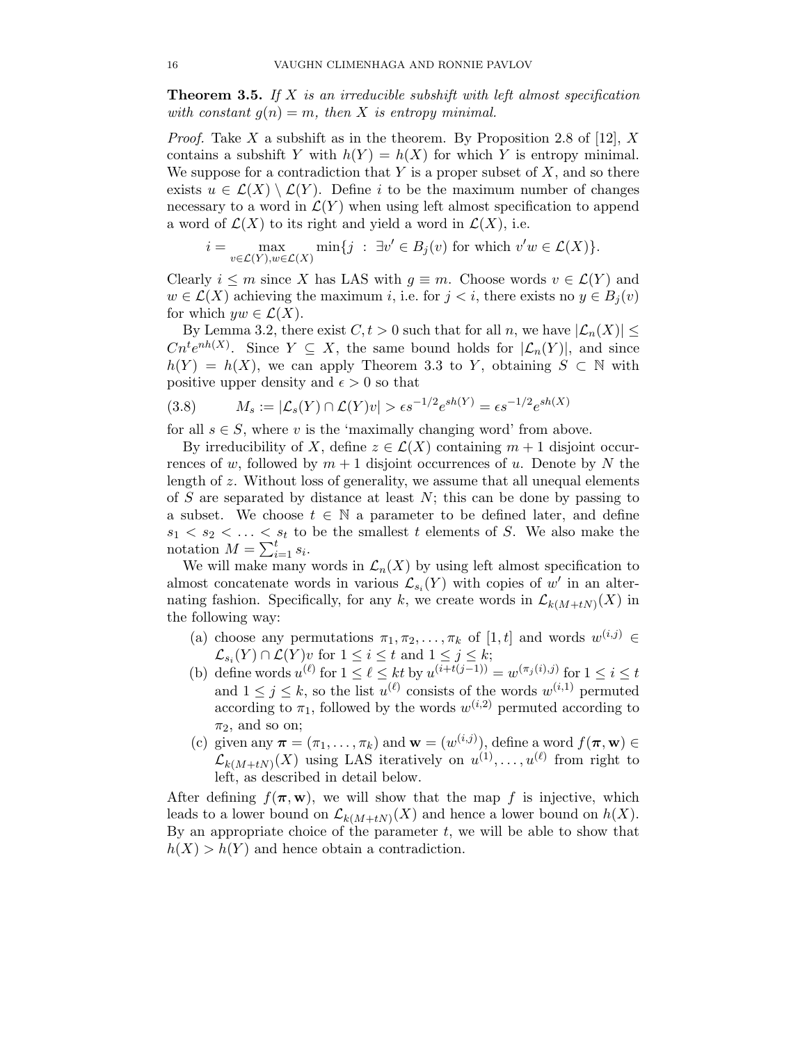**Theorem 3.5.** *If $X$ is an irreducible subshift with left almost specification with constant $g(n) = m$, then $X$ is entropy minimal.*

*Proof.* Take $X$ a subshift as in the theorem. By Proposition 2.8 of [12], $X$ contains a subshift $Y$ with $h(Y) = h(X)$ for which $Y$ is entropy minimal. We suppose for a contradiction that $Y$ is a proper subset of $X$, and so there exists $u \in \mathcal{L}(X) \setminus \mathcal{L}(Y)$. Define $i$ to be the maximum number of changes necessary to a word in $\mathcal{L}(Y)$ when using left almost specification to append a word of $\mathcal{L}(X)$ to its right and yield a word in $\mathcal{L}(X)$, i.e.

$$i = \max_{v \in \mathcal{L}(Y), w \in \mathcal{L}(X)} \min\{j \ : \ \exists v' \in B_j(v) \text{ for which } v'w \in \mathcal{L}(X)\}.$$

Clearly $i \leq m$ since $X$ has LAS with $g \equiv m$. Choose words $v \in \mathcal{L}(Y)$ and $w \in \mathcal{L}(X)$ achieving the maximum $i$, i.e. for $j < i$, there exists no $y \in B_j(v)$ for which $yw \in \mathcal{L}(X)$.

By Lemma 3.2, there exist $C, t > 0$ such that for all $n$, we have $|\mathcal{L}_n(X)| \leq Cn^t e^{nh(X)}$. Since $Y \subseteq X$, the same bound holds for $|\mathcal{L}_n(Y)|$, and since $h(Y) = h(X)$, we can apply Theorem 3.3 to $Y$, obtaining $S \subset \mathbb{N}$ with positive upper density and $\epsilon > 0$ so that

$$M_s := |\mathcal{L}_s(Y) \cap \mathcal{L}(Y)v| > \epsilon s^{-1/2} e^{sh(Y)} = \epsilon s^{-1/2} e^{sh(X)} \tag{3.8}$$

for all $s \in S$, where $v$ is the 'maximally changing word' from above.

By irreducibility of $X$, define $z \in \mathcal{L}(X)$ containing $m+1$ disjoint occurrences of $w$, followed by $m+1$ disjoint occurrences of $u$. Denote by $N$ the length of $z$. Without loss of generality, we assume that all unequal elements of $S$ are separated by distance at least $N$; this can be done by passing to a subset. We choose $t \in \mathbb{N}$ a parameter to be defined later, and define $s_1 < s_2 < \ldots < s_t$ to be the smallest $t$ elements of $S$. We also make the notation $M = \sum_{i=1}^{t} s_i$.

We will make many words in $\mathcal{L}_n(X)$ by using left almost specification to almost concatenate words in various $\mathcal{L}_{s_i}(Y)$ with copies of $w'$ in an alternating fashion. Specifically, for any $k$, we create words in $\mathcal{L}_{k(M+tN)}(X)$ in the following way:

(a) choose any permutations $\pi_1, \pi_2, \ldots, \pi_k$ of $[1, t]$ and words $w^{(i,j)} \in \mathcal{L}_{s_i}(Y) \cap \mathcal{L}(Y)v$ for $1 \leq i \leq t$ and $1 \leq j \leq k$;

(b) define words $u^{(\ell)}$ for $1 \leq \ell \leq kt$ by $u^{(i+t(j-1))} = w^{(\pi_j(i),j)}$ for $1 \leq i \leq t$ and $1 \leq j \leq k$, so the list $u^{(\ell)}$ consists of the words $w^{(i,1)}$ permuted according to $\pi_1$, followed by the words $w^{(i,2)}$ permuted according to $\pi_2$, and so on;

(c) given any $\boldsymbol{\pi} = (\pi_1, \ldots, \pi_k)$ and $\mathbf{w} = (w^{(i,j)})$, define a word $f(\boldsymbol{\pi}, \mathbf{w}) \in \mathcal{L}_{k(M+tN)}(X)$ using LAS iteratively on $u^{(1)}, \ldots, u^{(\ell)}$ from right to left, as described in detail below.

After defining $f(\boldsymbol{\pi}, \mathbf{w})$, we will show that the map $f$ is injective, which leads to a lower bound on $\mathcal{L}_{k(M+tN)}(X)$ and hence a lower bound on $h(X)$. By an appropriate choice of the parameter $t$, we will be able to show that $h(X) > h(Y)$ and hence obtain a contradiction.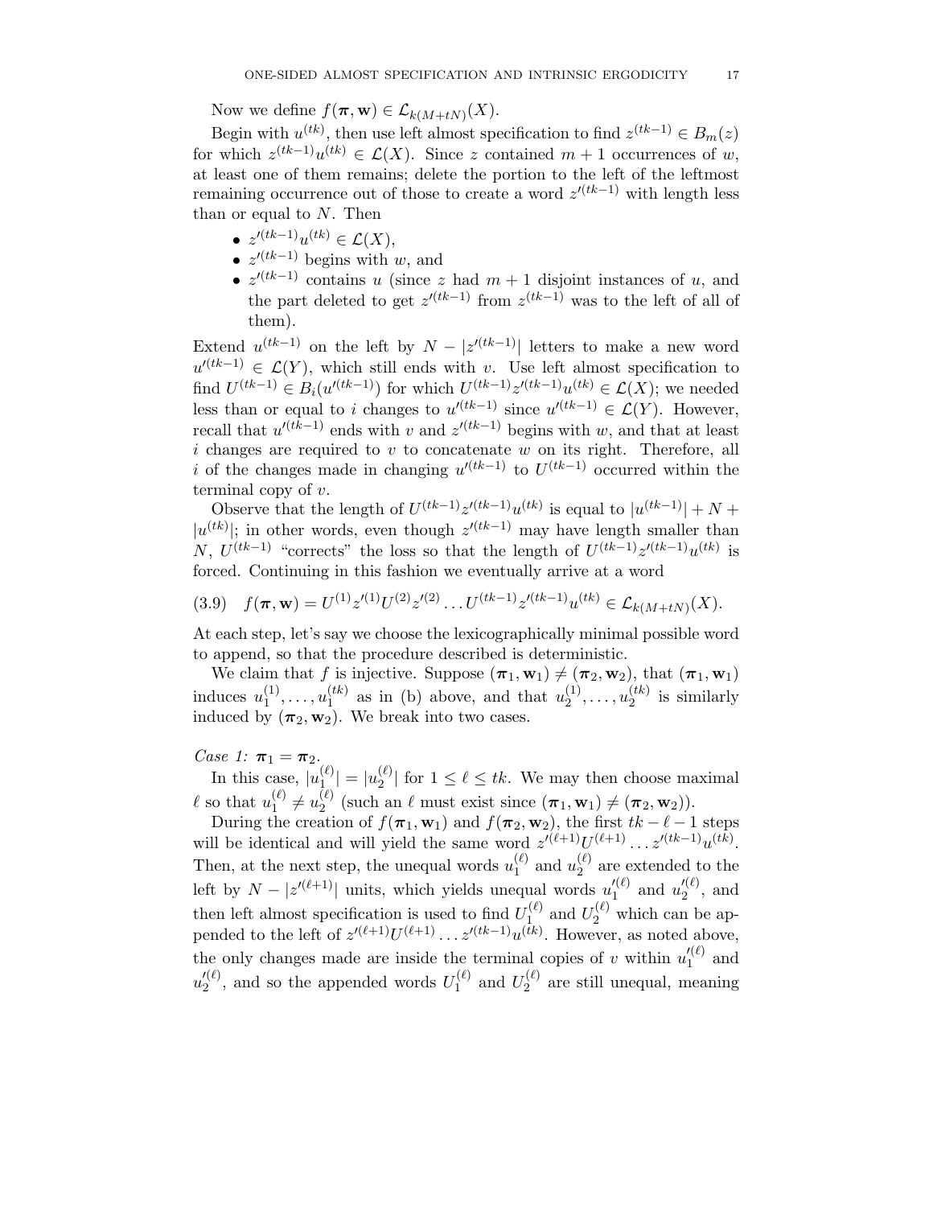Now we define $f(\boldsymbol{\pi}, \mathbf{w}) \in \mathcal{L}_{k(M+tN)}(X)$.

Begin with $u^{(tk)}$, then use left almost specification to find $z^{(tk-1)} \in B_m(z)$ for which $z^{(tk-1)}u^{(tk)} \in \mathcal{L}(X)$. Since $z$ contained $m+1$ occurrences of $w$, at least one of them remains; delete the portion to the left of the leftmost remaining occurrence out of those to create a word $z'^{(tk-1)}$ with length less than or equal to $N$. Then

- $z'^{(tk-1)}u^{(tk)} \in \mathcal{L}(X)$,
- $z'^{(tk-1)}$ begins with $w$, and
- $z'^{(tk-1)}$ contains $u$ (since $z$ had $m+1$ disjoint instances of $u$, and the part deleted to get $z'^{(tk-1)}$ from $z^{(tk-1)}$ was to the left of all of them).

Extend $u^{(tk-1)}$ on the left by $N - |z'^{(tk-1)}|$ letters to make a new word $u'^{(tk-1)} \in \mathcal{L}(Y)$, which still ends with $v$. Use left almost specification to find $U^{(tk-1)} \in B_i(u'^{(tk-1)})$ for which $U^{(tk-1)}z'^{(tk-1)}u^{(tk)} \in \mathcal{L}(X)$; we needed less than or equal to $i$ changes to $u'^{(tk-1)}$ since $u'^{(tk-1)} \in \mathcal{L}(Y)$. However, recall that $u'^{(tk-1)}$ ends with $v$ and $z'^{(tk-1)}$ begins with $w$, and that at least $i$ changes are required to $v$ to concatenate $w$ on its right. Therefore, all $i$ of the changes made in changing $u'^{(tk-1)}$ to $U^{(tk-1)}$ occurred within the terminal copy of $v$.

Observe that the length of $U^{(tk-1)}z'^{(tk-1)}u^{(tk)}$ is equal to $|u^{(tk-1)}| + N + |u^{(tk)}|$; in other words, even though $z'^{(tk-1)}$ may have length smaller than $N$, $U^{(tk-1)}$ "corrects" the loss so that the length of $U^{(tk-1)}z'^{(tk-1)}u^{(tk)}$ is forced. Continuing in this fashion we eventually arrive at a word

$$f(\boldsymbol{\pi}, \mathbf{w}) = U^{(1)}z'^{(1)}U^{(2)}z'^{(2)} \dots U^{(tk-1)}z'^{(tk-1)}u^{(tk)} \in \mathcal{L}_{k(M+tN)}(X). \tag{3.9}$$

At each step, let's say we choose the lexicographically minimal possible word to append, so that the procedure described is deterministic.

We claim that $f$ is injective. Suppose $(\boldsymbol{\pi}_1, \mathbf{w}_1) \neq (\boldsymbol{\pi}_2, \mathbf{w}_2)$, that $(\boldsymbol{\pi}_1, \mathbf{w}_1)$ induces $u_1^{(1)}, \dots, u_1^{(tk)}$ as in (b) above, and that $u_2^{(1)}, \dots, u_2^{(tk)}$ is similarly induced by $(\boldsymbol{\pi}_2, \mathbf{w}_2)$. We break into two cases.

*Case 1:* $\boldsymbol{\pi}_1 = \boldsymbol{\pi}_2$.

In this case, $|u_1^{(\ell)}| = |u_2^{(\ell)}|$ for $1 \leq \ell \leq tk$. We may then choose maximal $\ell$ so that $u_1^{(\ell)} \neq u_2^{(\ell)}$ (such an $\ell$ must exist since $(\boldsymbol{\pi}_1, \mathbf{w}_1) \neq (\boldsymbol{\pi}_2, \mathbf{w}_2)$).

During the creation of $f(\boldsymbol{\pi}_1, \mathbf{w}_1)$ and $f(\boldsymbol{\pi}_2, \mathbf{w}_2)$, the first $tk - \ell - 1$ steps will be identical and will yield the same word $z'^{(\ell+1)}U^{(\ell+1)} \dots z'^{(tk-1)}u^{(tk)}$. Then, at the next step, the unequal words $u_1^{(\ell)}$ and $u_2^{(\ell)}$ are extended to the left by $N - |z'^{(\ell+1)}|$ units, which yields unequal words $u_1'^{(\ell)}$ and $u_2'^{(\ell)}$, and then left almost specification is used to find $U_1^{(\ell)}$ and $U_2^{(\ell)}$ which can be appended to the left of $z'^{(\ell+1)}U^{(\ell+1)} \dots z'^{(tk-1)}u^{(tk)}$. However, as noted above, the only changes made are inside the terminal copies of $v$ within $u_1'^{(\ell)}$ and $u_2'^{(\ell)}$, and so the appended words $U_1^{(\ell)}$ and $U_2^{(\ell)}$ are still unequal, meaning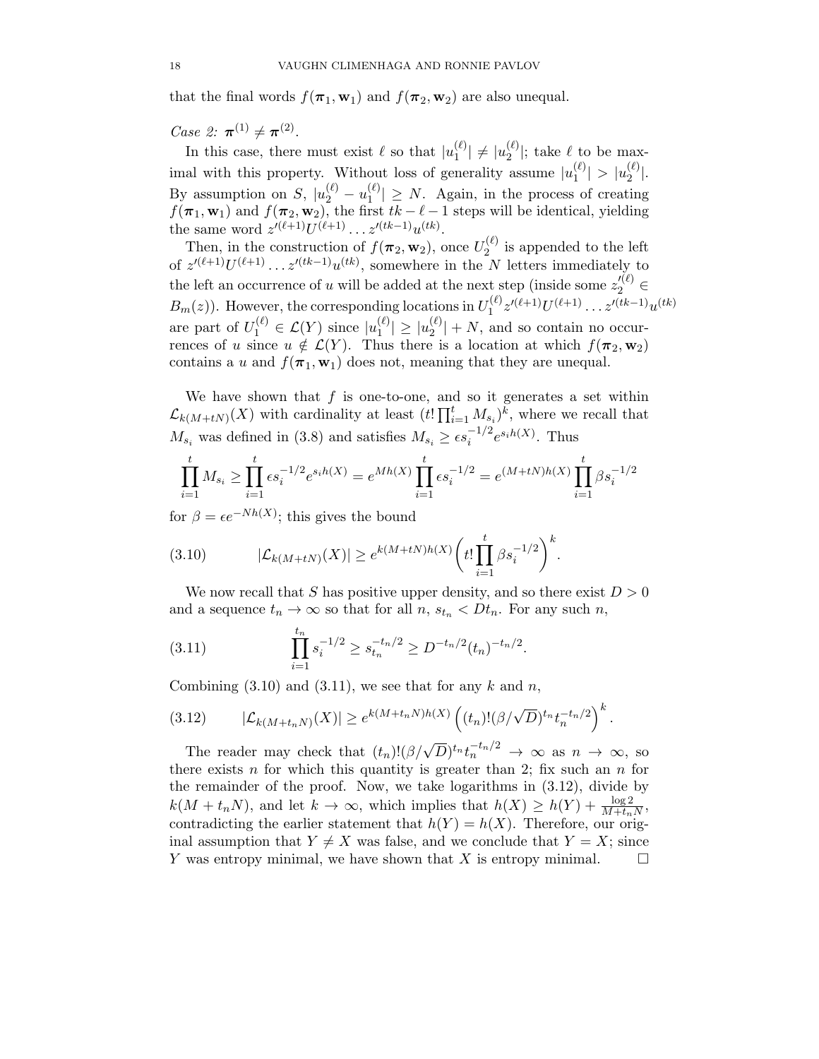that the final words $f(\boldsymbol{\pi}_1, \mathbf{w}_1)$ and $f(\boldsymbol{\pi}_2, \mathbf{w}_2)$ are also unequal.

*Case 2:* $\boldsymbol{\pi}^{(1)} \neq \boldsymbol{\pi}^{(2)}$.

In this case, there must exist $\ell$ so that $|u_1^{(\ell)}| \neq |u_2^{(\ell)}|$; take $\ell$ to be maximal with this property. Without loss of generality assume $|u_1^{(\ell)}| > |u_2^{(\ell)}|$. By assumption on $S$, $|u_2^{(\ell)} - u_1^{(\ell)}| \geq N$. Again, in the process of creating $f(\boldsymbol{\pi}_1, \mathbf{w}_1)$ and $f(\boldsymbol{\pi}_2, \mathbf{w}_2)$, the first $tk - \ell - 1$ steps will be identical, yielding the same word $z'^{(\ell+1)} U^{(\ell+1)} \dots z'^{(tk-1)} u^{(tk)}$.

Then, in the construction of $f(\boldsymbol{\pi}_2, \mathbf{w}_2)$, once $U_2^{(\ell)}$ is appended to the left of $z'^{(\ell+1)} U^{(\ell+1)} \dots z'^{(tk-1)} u^{(tk)}$, somewhere in the $N$ letters immediately to the left an occurrence of $u$ will be added at the next step (inside some $z_2'^{(\ell)} \in B_m(z)$). However, the corresponding locations in $U_1^{(\ell)} z'^{(\ell+1)} U^{(\ell+1)} \dots z'^{(tk-1)} u^{(tk)}$ are part of $U_1^{(\ell)} \in \mathcal{L}(Y)$ since $|u_1^{(\ell)}| \geq |u_2^{(\ell)}| + N$, and so contain no occurrences of $u$ since $u \notin \mathcal{L}(Y)$. Thus there is a location at which $f(\boldsymbol{\pi}_2, \mathbf{w}_2)$ contains a $u$ and $f(\boldsymbol{\pi}_1, \mathbf{w}_1)$ does not, meaning that they are unequal.

We have shown that $f$ is one-to-one, and so it generates a set within $\mathcal{L}_{k(M+tN)}(X)$ with cardinality at least $(t! \prod_{i=1}^t M_{s_i})^k$, where we recall that $M_{s_i}$ was defined in (3.8) and satisfies $M_{s_i} \geq \epsilon s_i^{-1/2} e^{s_i h(X)}$. Thus

$$\prod_{i=1}^t M_{s_i} \geq \prod_{i=1}^t \epsilon s_i^{-1/2} e^{s_i h(X)} = e^{Mh(X)} \prod_{i=1}^t \epsilon s_i^{-1/2} = e^{(M+tN)h(X)} \prod_{i=1}^t \beta s_i^{-1/2}$$

for $\beta = \epsilon e^{-Nh(X)}$; this gives the bound

$$|\mathcal{L}_{k(M+tN)}(X)| \geq e^{k(M+tN)h(X)} \left( t! \prod_{i=1}^t \beta s_i^{-1/2} \right)^k. \tag{3.10}$$

We now recall that $S$ has positive upper density, and so there exist $D > 0$ and a sequence $t_n \to \infty$ so that for all $n$, $s_{t_n} < Dt_n$. For any such $n$,

$$\prod_{i=1}^{t_n} s_i^{-1/2} \geq s_{t_n}^{-t_n/2} \geq D^{-t_n/2} (t_n)^{-t_n/2}. \tag{3.11}$$

Combining (3.10) and (3.11), we see that for any $k$ and $n$,

$$|\mathcal{L}_{k(M+t_nN)}(X)| \geq e^{k(M+t_nN)h(X)} \left( (t_n)! (\beta/\sqrt{D})^{t_n} t_n^{-t_n/2} \right)^k. \tag{3.12}$$

The reader may check that $(t_n)!(\beta/\sqrt{D})^{t_n} t_n^{-t_n/2} \to \infty$ as $n \to \infty$, so there exists $n$ for which this quantity is greater than 2; fix such an $n$ for the remainder of the proof. Now, we take logarithms in (3.12), divide by $k(M + t_nN)$, and let $k \to \infty$, which implies that $h(X) \geq h(Y) + \frac{\log 2}{M+t_nN}$, contradicting the earlier statement that $h(Y) = h(X)$. Therefore, our original assumption that $Y \neq X$ was false, and we conclude that $Y = X$; since $Y$ was entropy minimal, we have shown that $X$ is entropy minimal. $\square$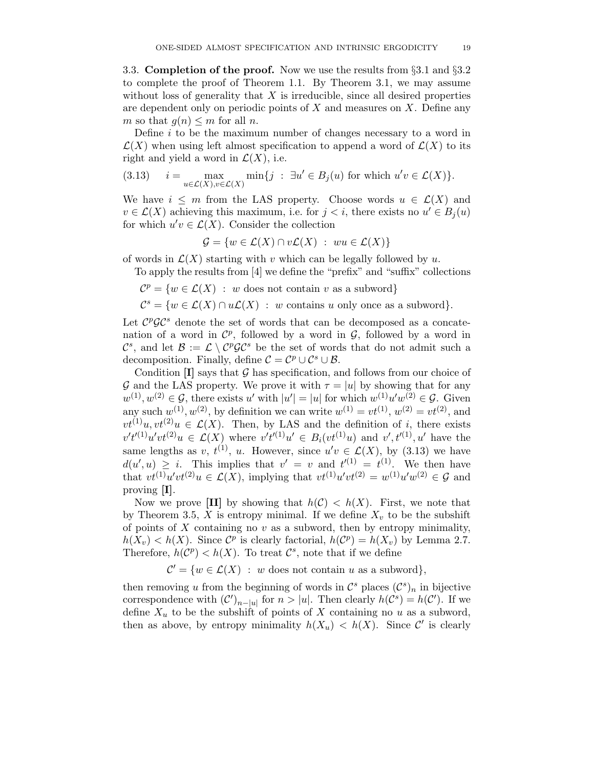3.3. **Completion of the proof.** Now we use the results from §3.1 and §3.2 to complete the proof of Theorem 1.1. By Theorem 3.1, we may assume without loss of generality that $X$ is irreducible, since all desired properties are dependent only on periodic points of $X$ and measures on $X$. Define any $m$ so that $g(n) \leq m$ for all $n$.

Define $i$ to be the maximum number of changes necessary to a word in $\mathcal{L}(X)$ when using left almost specification to append a word of $\mathcal{L}(X)$ to its right and yield a word in $\mathcal{L}(X)$, i.e.

$$i = \max_{u \in \mathcal{L}(X), v \in \mathcal{L}(X)} \min\{j \ : \ \exists u' \in B_j(u) \text{ for which } u'v \in \mathcal{L}(X)\}. \tag{3.13}$$

We have $i \leq m$ from the LAS property. Choose words $u \in \mathcal{L}(X)$ and $v \in \mathcal{L}(X)$ achieving this maximum, i.e. for $j < i$, there exists no $u' \in B_j(u)$ for which $u'v \in \mathcal{L}(X)$. Consider the collection

$$\mathcal{G} = \{w \in \mathcal{L}(X) \cap v\mathcal{L}(X) \ : \ wu \in \mathcal{L}(X)\}$$

of words in $\mathcal{L}(X)$ starting with $v$ which can be legally followed by $u$.

To apply the results from [4] we define the "prefix" and "suffix" collections

$$\mathcal{C}^p = \{w \in \mathcal{L}(X) \ : \ w \text{ does not contain } v \text{ as a subword}\}$$

$$\mathcal{C}^s = \{w \in \mathcal{L}(X) \cap u\mathcal{L}(X) \ : \ w \text{ contains } u \text{ only once as a subword}\}.$$

Let $\mathcal{C}^p\mathcal{G}\mathcal{C}^s$ denote the set of words that can be decomposed as a concatenation of a word in $\mathcal{C}^p$, followed by a word in $\mathcal{G}$, followed by a word in $\mathcal{C}^s$, and let $\mathcal{B} := \mathcal{L} \setminus \mathcal{C}^p\mathcal{G}\mathcal{C}^s$ be the set of words that do not admit such a decomposition. Finally, define $\mathcal{C} = \mathcal{C}^p \cup \mathcal{C}^s \cup \mathcal{B}$.

Condition **[I]** says that $\mathcal{G}$ has specification, and follows from our choice of $\mathcal{G}$ and the LAS property. We prove it with $\tau = |u|$ by showing that for any $w^{(1)}, w^{(2)} \in \mathcal{G}$, there exists $u'$ with $|u'| = |u|$ for which $w^{(1)}u'w^{(2)} \in \mathcal{G}$. Given any such $w^{(1)}, w^{(2)}$, by definition we can write $w^{(1)} = vt^{(1)}$, $w^{(2)} = vt^{(2)}$, and $vt^{(1)}u, vt^{(2)}u \in \mathcal{L}(X)$. Then, by LAS and the definition of $i$, there exists $v't'^{(1)}u'vt^{(2)}u \in \mathcal{L}(X)$ where $v't'^{(1)}u' \in B_i(vt^{(1)}u)$ and $v', t'^{(1)}, u'$ have the same lengths as $v$, $t^{(1)}$, $u$. However, since $u'v \in \mathcal{L}(X)$, by (3.13) we have $d(u', u) \geq i$. This implies that $v' = v$ and $t'^{(1)} = t^{(1)}$. We then have that $vt^{(1)}u'vt^{(2)}u \in \mathcal{L}(X)$, implying that $vt^{(1)}u'vt^{(2)} = w^{(1)}u'w^{(2)} \in \mathcal{G}$ and proving **[I]**.

Now we prove **[II]** by showing that $h(\mathcal{C}) < h(X)$. First, we note that by Theorem 3.5, $X$ is entropy minimal. If we define $X_v$ to be the subshift of points of $X$ containing no $v$ as a subword, then by entropy minimality, $h(X_v) < h(X)$. Since $\mathcal{C}^p$ is clearly factorial, $h(\mathcal{C}^p) = h(X_v)$ by Lemma 2.7. Therefore, $h(\mathcal{C}^p) < h(X)$. To treat $\mathcal{C}^s$, note that if we define

$$\mathcal{C}' = \{w \in \mathcal{L}(X) \ : \ w \text{ does not contain } u \text{ as a subword}\},$$

then removing $u$ from the beginning of words in $\mathcal{C}^s$ places $(\mathcal{C}^s)_n$ in bijective correspondence with $(\mathcal{C}')_{n-|u|}$ for $n > |u|$. Then clearly $h(\mathcal{C}^s) = h(\mathcal{C}')$. If we define $X_u$ to be the subshift of points of $X$ containing no $u$ as a subword, then as above, by entropy minimality $h(X_u) < h(X)$. Since $\mathcal{C}'$ is clearly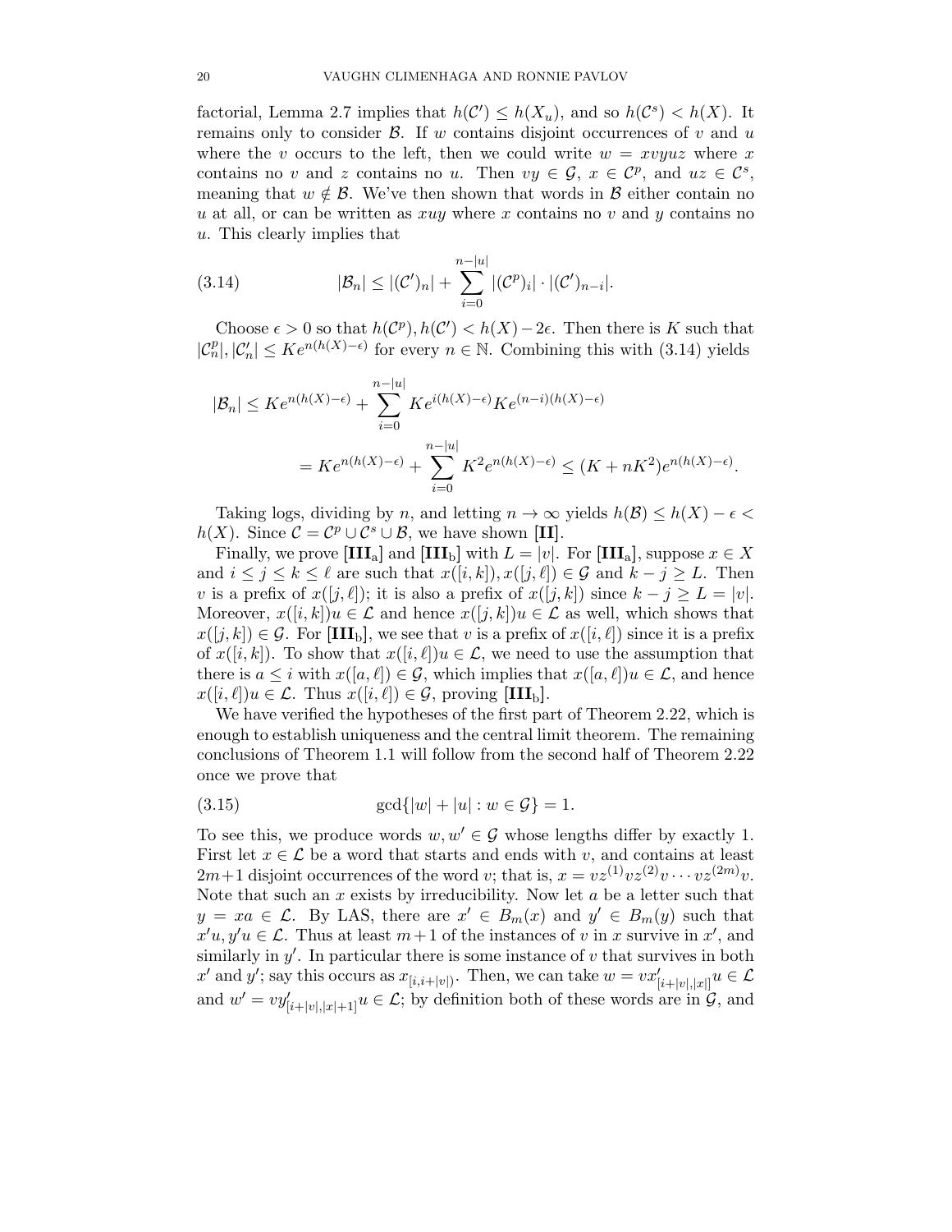factorial, Lemma 2.7 implies that $h(\mathcal{C}') \leq h(X_u)$, and so $h(\mathcal{C}^s) < h(X)$. It remains only to consider $\mathcal{B}$. If $w$ contains disjoint occurrences of $v$ and $u$ where the $v$ occurs to the left, then we could write $w = xvyuz$ where $x$ contains no $v$ and $z$ contains no $u$. Then $vy \in \mathcal{G}$, $x \in \mathcal{C}^p$, and $uz \in \mathcal{C}^s$, meaning that $w \notin \mathcal{B}$. We've then shown that words in $\mathcal{B}$ either contain no $u$ at all, or can be written as $xuy$ where $x$ contains no $v$ and $y$ contains no $u$. This clearly implies that

$$|\mathcal{B}_n| \leq |(\mathcal{C}')_n| + \sum_{i=0}^{n-|u|} |(\mathcal{C}^p)_i| \cdot |(\mathcal{C}')_{n-i}|. \tag{3.14}$$

Choose $\epsilon > 0$ so that $h(\mathcal{C}^p), h(\mathcal{C}') < h(X) - 2\epsilon$. Then there is $K$ such that $|\mathcal{C}^p_n|, |\mathcal{C}'_n| \leq Ke^{n(h(X)-\epsilon)}$ for every $n \in \mathbb{N}$. Combining this with (3.14) yields

$$\begin{aligned}
|\mathcal{B}_n| &\leq Ke^{n(h(X)-\epsilon)} + \sum_{i=0}^{n-|u|} Ke^{i(h(X)-\epsilon)} Ke^{(n-i)(h(X)-\epsilon)} \\
&= Ke^{n(h(X)-\epsilon)} + \sum_{i=0}^{n-|u|} K^2 e^{n(h(X)-\epsilon)} \leq (K + nK^2)e^{n(h(X)-\epsilon)}.
\end{aligned}$$

Taking logs, dividing by $n$, and letting $n \to \infty$ yields $h(\mathcal{B}) \leq h(X) - \epsilon < h(X)$. Since $\mathcal{C} = \mathcal{C}^p \cup \mathcal{C}^s \cup \mathcal{B}$, we have shown **[II]**.

Finally, we prove **[III$_\text{a}$]** and **[III$_\text{b}$]** with $L = |v|$. For **[III$_\text{a}$]**, suppose $x \in X$ and $i \leq j \leq k \leq \ell$ are such that $x([i,k]), x([j,\ell]) \in \mathcal{G}$ and $k - j \geq L$. Then $v$ is a prefix of $x([j,\ell])$; it is also a prefix of $x([j,k])$ since $k - j \geq L = |v|$. Moreover, $x([i,k])u \in \mathcal{L}$ and hence $x([j,k])u \in \mathcal{L}$ as well, which shows that $x([j,k]) \in \mathcal{G}$. For **[III$_\text{b}$]**, we see that $v$ is a prefix of $x([i,\ell])$ since it is a prefix of $x([i,k])$. To show that $x([i,\ell])u \in \mathcal{L}$, we need to use the assumption that there is $a \leq i$ with $x([a,\ell]) \in \mathcal{G}$, which implies that $x([a,\ell])u \in \mathcal{L}$, and hence $x([i,\ell])u \in \mathcal{L}$. Thus $x([i,\ell]) \in \mathcal{G}$, proving **[III$_\text{b}$]**.

We have verified the hypotheses of the first part of Theorem 2.22, which is enough to establish uniqueness and the central limit theorem. The remaining conclusions of Theorem 1.1 will follow from the second half of Theorem 2.22 once we prove that

$$\gcd\{|w| + |u| : w \in \mathcal{G}\} = 1. \tag{3.15}$$

To see this, we produce words $w, w' \in \mathcal{G}$ whose lengths differ by exactly 1. First let $x \in \mathcal{L}$ be a word that starts and ends with $v$, and contains at least $2m+1$ disjoint occurrences of the word $v$; that is, $x = vz^{(1)}vz^{(2)}v \cdots vz^{(2m)}v$. Note that such an $x$ exists by irreducibility. Now let $a$ be a letter such that $y = xa \in \mathcal{L}$. By LAS, there are $x' \in B_m(x)$ and $y' \in B_m(y)$ such that $x'u, y'u \in \mathcal{L}$. Thus at least $m+1$ of the instances of $v$ in $x$ survive in $x'$, and similarly in $y'$. In particular there is some instance of $v$ that survives in both $x'$ and $y'$; say this occurs as $x_{[i,i+|v|)}$. Then, we can take $w = vx'_{[i+|v|,|x|]}u \in \mathcal{L}$ and $w' = vy'_{[i+|v|,|x|+1]}u \in \mathcal{L}$; by definition both of these words are in $\mathcal{G}$, and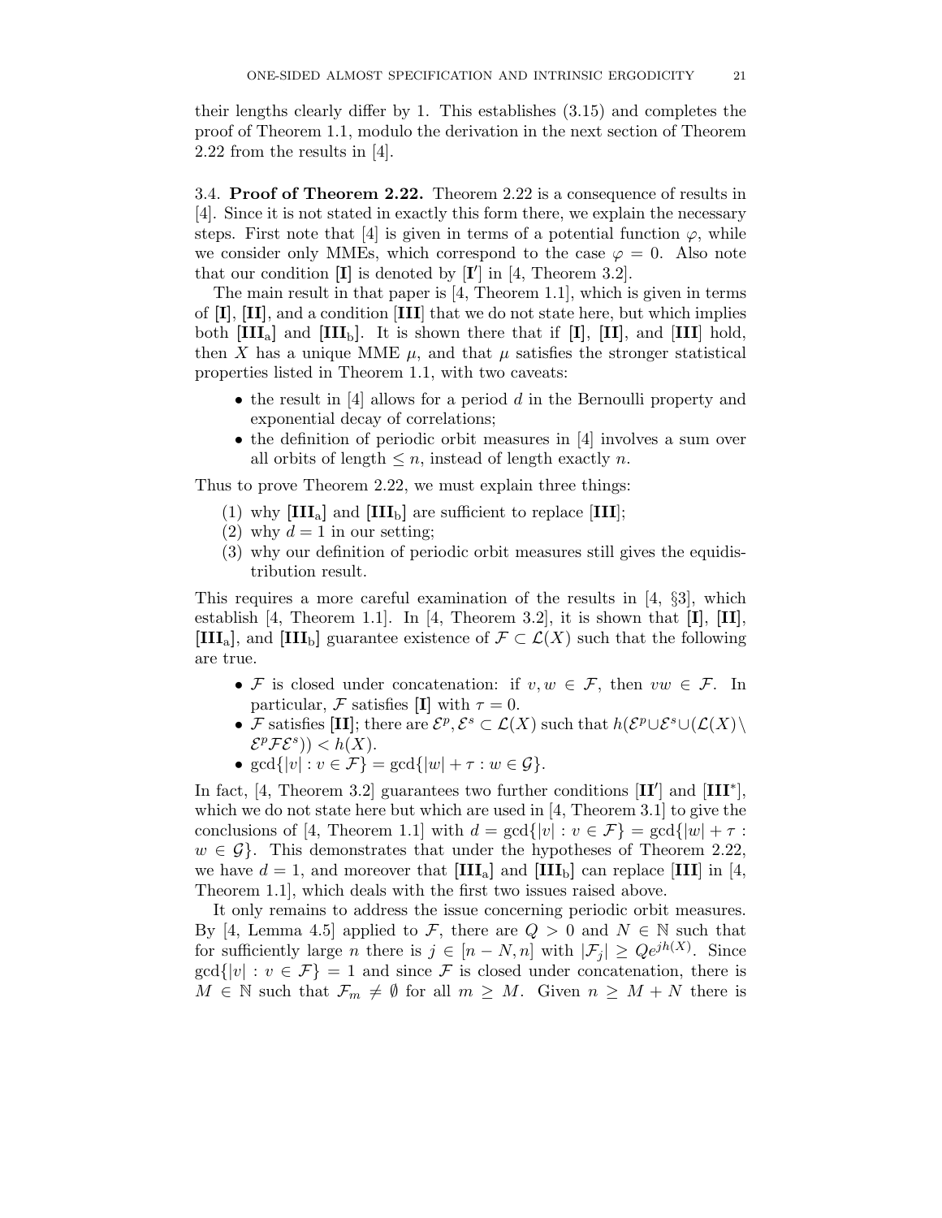their lengths clearly differ by 1. This establishes (3.15) and completes the proof of Theorem 1.1, modulo the derivation in the next section of Theorem 2.22 from the results in [4].

### 3.4. Proof of Theorem 2.22.

Theorem 2.22 is a consequence of results in [4]. Since it is not stated in exactly this form there, we explain the necessary steps. First note that [4] is given in terms of a potential function $\varphi$, while we consider only MMEs, which correspond to the case $\varphi = 0$. Also note that our condition **[I]** is denoted by [$\mathbf{I}'$] in [4, Theorem 3.2].

The main result in that paper is [4, Theorem 1.1], which is given in terms of **[I]**, **[II]**, and a condition [**III**] that we do not state here, but which implies both [$\mathbf{III}_a$] and [$\mathbf{III}_b$]. It is shown there that if **[I]**, **[II]**, and [**III**] hold, then $X$ has a unique MME $\mu$, and that $\mu$ satisfies the stronger statistical properties listed in Theorem 1.1, with two caveats:

- the result in [4] allows for a period $d$ in the Bernoulli property and exponential decay of correlations;
- the definition of periodic orbit measures in [4] involves a sum over all orbits of length $\leq n$, instead of length exactly $n$.

Thus to prove Theorem 2.22, we must explain three things:

1. why [$\mathbf{III}_a$] and [$\mathbf{III}_b$] are sufficient to replace [**III**];
2. why $d = 1$ in our setting;
3. why our definition of periodic orbit measures still gives the equidistribution result.

This requires a more careful examination of the results in [4, §3], which establish [4, Theorem 1.1]. In [4, Theorem 3.2], it is shown that **[I]**, **[II]**, [$\mathbf{III}_a$], and [$\mathbf{III}_b$] guarantee existence of $\mathcal{F} \subset \mathcal{L}(X)$ such that the following are true.

- $\mathcal{F}$ is closed under concatenation: if $v, w \in \mathcal{F}$, then $vw \in \mathcal{F}$. In particular, $\mathcal{F}$ satisfies **[I]** with $\tau = 0$.
- $\mathcal{F}$ satisfies **[II]**; there are $\mathcal{E}^p, \mathcal{E}^s \subset \mathcal{L}(X)$ such that $h(\mathcal{E}^p \cup \mathcal{E}^s \cup (\mathcal{L}(X) \setminus \mathcal{E}^p\mathcal{F}\mathcal{E}^s)) < h(X)$.
- $\gcd\{|v| : v \in \mathcal{F}\} = \gcd\{|w| + \tau : w \in \mathcal{G}\}$.

In fact, [4, Theorem 3.2] guarantees two further conditions [$\mathbf{II}'$] and [$\mathbf{III}^*$], which we do not state here but which are used in [4, Theorem 3.1] to give the conclusions of [4, Theorem 1.1] with $d = \gcd\{|v| : v \in \mathcal{F}\} = \gcd\{|w| + \tau : w \in \mathcal{G}\}$. This demonstrates that under the hypotheses of Theorem 2.22, we have $d = 1$, and moreover that [$\mathbf{III}_a$] and [$\mathbf{III}_b$] can replace [**III**] in [4, Theorem 1.1], which deals with the first two issues raised above.

It only remains to address the issue concerning periodic orbit measures. By [4, Lemma 4.5] applied to $\mathcal{F}$, there are $Q > 0$ and $N \in \mathbb{N}$ such that for sufficiently large $n$ there is $j \in [n - N, n]$ with $|\mathcal{F}_j| \geq Qe^{jh(X)}$. Since $\gcd\{|v| : v \in \mathcal{F}\} = 1$ and since $\mathcal{F}$ is closed under concatenation, there is $M \in \mathbb{N}$ such that $\mathcal{F}_m \neq \emptyset$ for all $m \geq M$. Given $n \geq M + N$ there is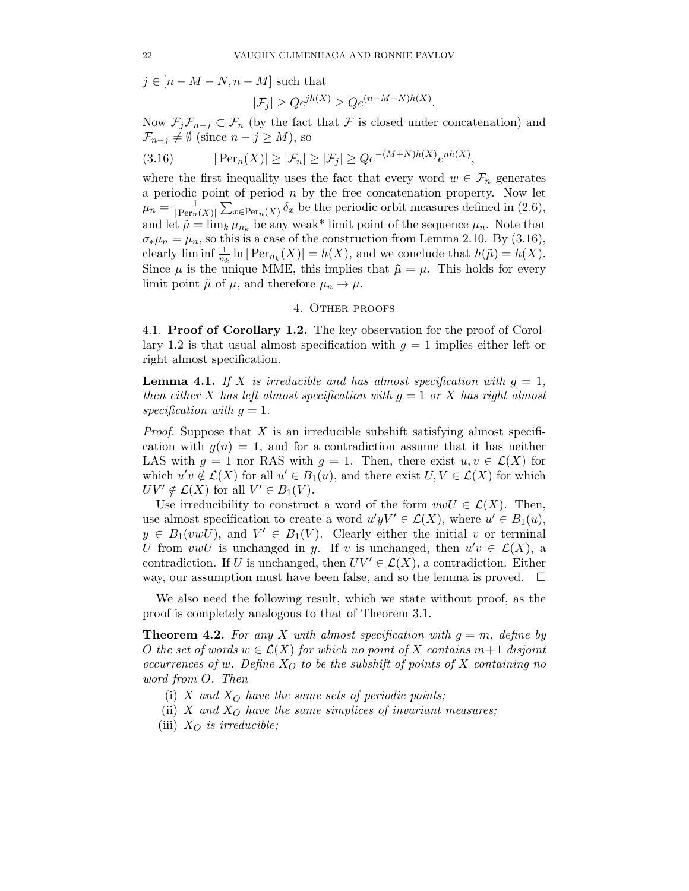$j \in [n - M - N, n - M]$ such that

$$|\mathcal{F}_j| \geq Qe^{jh(X)} \geq Qe^{(n-M-N)h(X)}.$$

Now $\mathcal{F}_j\mathcal{F}_{n-j} \subset \mathcal{F}_n$ (by the fact that $\mathcal{F}$ is closed under concatenation) and $\mathcal{F}_{n-j} \neq \emptyset$ (since $n - j \geq M$), so

$$|\operatorname{Per}_n(X)| \geq |\mathcal{F}_n| \geq |\mathcal{F}_j| \geq Qe^{-(M+N)h(X)}e^{nh(X)}, \tag{3.16}$$

where the first inequality uses the fact that every word $w \in \mathcal{F}_n$ generates a periodic point of period $n$ by the free concatenation property. Now let $\mu_n = \frac{1}{|\operatorname{Per}_n(X)|}\sum_{x \in \operatorname{Per}_n(X)} \delta_x$ be the periodic orbit measures defined in (2.6), and let $\tilde{\mu} = \lim_k \mu_{n_k}$ be any weak* limit point of the sequence $\mu_n$. Note that $\sigma_*\mu_n = \mu_n$, so this is a case of the construction from Lemma 2.10. By (3.16), clearly $\liminf \frac{1}{n_k} \ln |\operatorname{Per}_{n_k}(X)| = h(X)$, and we conclude that $h(\tilde{\mu}) = h(X)$. Since $\mu$ is the unique MME, this implies that $\tilde{\mu} = \mu$. This holds for every limit point $\tilde{\mu}$ of $\mu$, and therefore $\mu_n \to \mu$.

## 4. Other proofs

**4.1. Proof of Corollary 1.2.** The key observation for the proof of Corollary 1.2 is that usual almost specification with $g = 1$ implies either left or right almost specification.

**Lemma 4.1.** *If $X$ is irreducible and has almost specification with $g = 1$, then either $X$ has left almost specification with $g = 1$ or $X$ has right almost specification with $g = 1$.*

*Proof.* Suppose that $X$ is an irreducible subshift satisfying almost specification with $g(n) = 1$, and for a contradiction assume that it has neither LAS with $g = 1$ nor RAS with $g = 1$. Then, there exist $u, v \in \mathcal{L}(X)$ for which $u'v \notin \mathcal{L}(X)$ for all $u' \in B_1(u)$, and there exist $U, V \in \mathcal{L}(X)$ for which $UV' \notin \mathcal{L}(X)$ for all $V' \in B_1(V)$.

Use irreducibility to construct a word of the form $vwU \in \mathcal{L}(X)$. Then, use almost specification to create a word $u'yV' \in \mathcal{L}(X)$, where $u' \in B_1(u)$, $y \in B_1(vwU)$, and $V' \in B_1(V)$. Clearly either the initial $v$ or terminal $U$ from $vwU$ is unchanged in $y$. If $v$ is unchanged, then $u'v \in \mathcal{L}(X)$, a contradiction. If $U$ is unchanged, then $UV' \in \mathcal{L}(X)$, a contradiction. Either way, our assumption must have been false, and so the lemma is proved. $\square$

We also need the following result, which we state without proof, as the proof is completely analogous to that of Theorem 3.1.

**Theorem 4.2.** *For any $X$ with almost specification with $g = m$, define by $O$ the set of words $w \in \mathcal{L}(X)$ for which no point of $X$ contains $m+1$ disjoint occurrences of $w$. Define $X_O$ to be the subshift of points of $X$ containing no word from $O$. Then*

(i) *$X$ and $X_O$ have the same sets of periodic points;*
(ii) *$X$ and $X_O$ have the same simplices of invariant measures;*
(iii) *$X_O$ is irreducible;*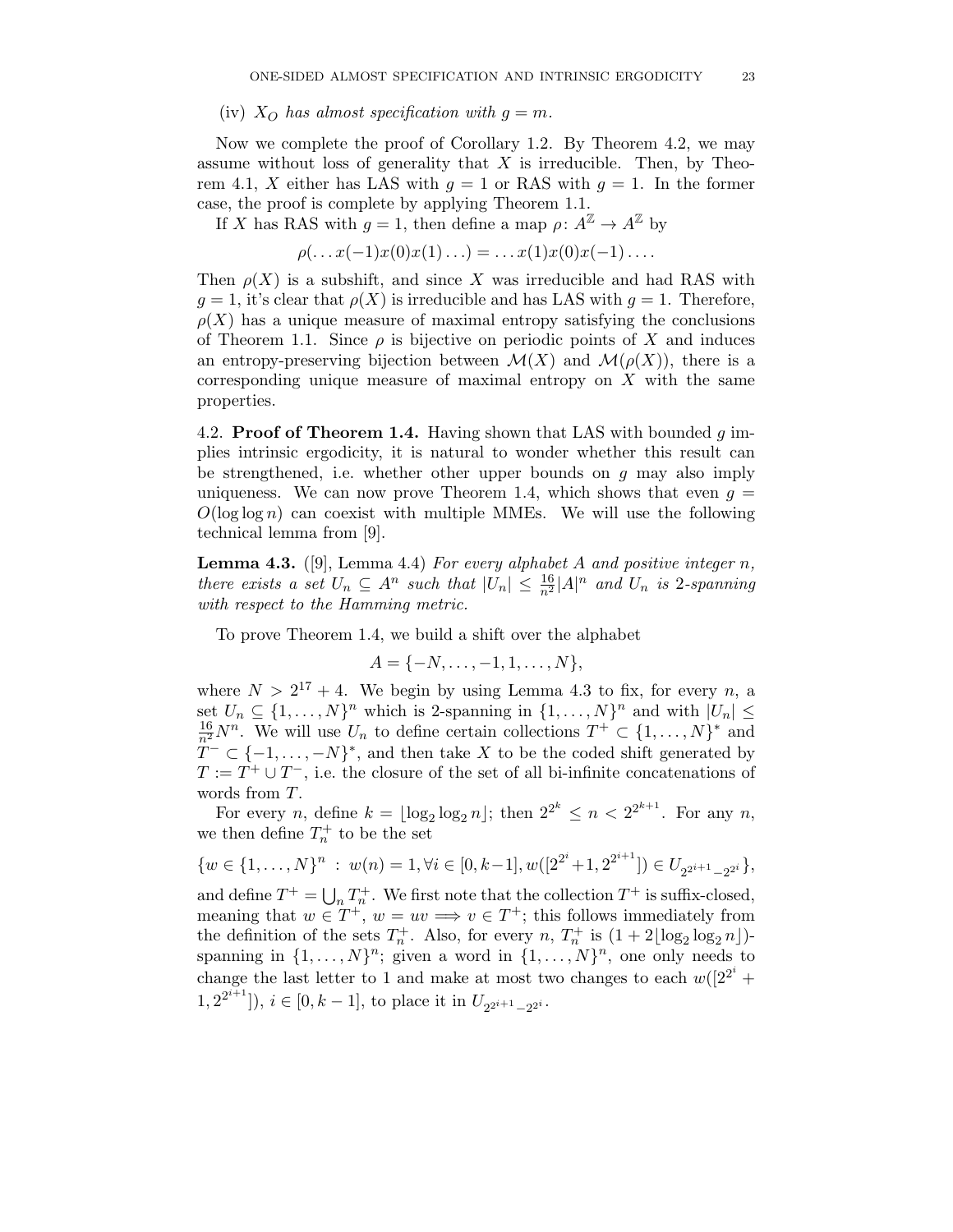(iv) *$X_O$ has almost specification with $g = m$.*

Now we complete the proof of Corollary 1.2. By Theorem 4.2, we may assume without loss of generality that $X$ is irreducible. Then, by Theorem 4.1, $X$ either has LAS with $g = 1$ or RAS with $g = 1$. In the former case, the proof is complete by applying Theorem 1.1.

If $X$ has RAS with $g = 1$, then define a map $\rho \colon A^{\mathbb{Z}} \to A^{\mathbb{Z}}$ by

$$\rho(\ldots x(-1)x(0)x(1)\ldots) = \ldots x(1)x(0)x(-1)\ldots.$$

Then $\rho(X)$ is a subshift, and since $X$ was irreducible and had RAS with $g = 1$, it's clear that $\rho(X)$ is irreducible and has LAS with $g = 1$. Therefore, $\rho(X)$ has a unique measure of maximal entropy satisfying the conclusions of Theorem 1.1. Since $\rho$ is bijective on periodic points of $X$ and induces an entropy-preserving bijection between $\mathcal{M}(X)$ and $\mathcal{M}(\rho(X))$, there is a corresponding unique measure of maximal entropy on $X$ with the same properties.

4.2. **Proof of Theorem 1.4.** Having shown that LAS with bounded $g$ implies intrinsic ergodicity, it is natural to wonder whether this result can be strengthened, i.e. whether other upper bounds on $g$ may also imply uniqueness. We can now prove Theorem 1.4, which shows that even $g = O(\log \log n)$ can coexist with multiple MMEs. We will use the following technical lemma from [9].

**Lemma 4.3.** ([9], Lemma 4.4) *For every alphabet $A$ and positive integer $n$, there exists a set $U_n \subseteq A^n$ such that $|U_n| \leq \frac{16}{n^2}|A|^n$ and $U_n$ is 2-spanning with respect to the Hamming metric.*

To prove Theorem 1.4, we build a shift over the alphabet

$$A = \{-N, \ldots, -1, 1, \ldots, N\},$$

where $N > 2^{17} + 4$. We begin by using Lemma 4.3 to fix, for every $n$, a set $U_n \subseteq \{1, \ldots, N\}^n$ which is 2-spanning in $\{1, \ldots, N\}^n$ and with $|U_n| \leq \frac{16}{n^2}N^n$. We will use $U_n$ to define certain collections $T^+ \subset \{1, \ldots, N\}^*$ and $T^- \subset \{-1, \ldots, -N\}^*$, and then take $X$ to be the coded shift generated by $T := T^+ \cup T^-$, i.e. the closure of the set of all bi-infinite concatenations of words from $T$.

For every $n$, define $k = \lfloor \log_2 \log_2 n \rfloor$; then $2^{2^k} \leq n < 2^{2^{k+1}}$. For any $n$, we then define $T_n^+$ to be the set

$$\{w \in \{1, \ldots, N\}^n \ : \ w(n) = 1, \forall i \in [0, k-1], w([2^{2^i}+1, 2^{2^{i+1}}]) \in U_{2^{2^{i+1}}-2^{2^i}}\},$$

and define $T^+ = \bigcup_n T_n^+$. We first note that the collection $T^+$ is suffix-closed, meaning that $w \in T^+$, $w = uv \Longrightarrow v \in T^+$; this follows immediately from the definition of the sets $T_n^+$. Also, for every $n$, $T_n^+$ is $(1 + 2\lfloor \log_2 \log_2 n \rfloor)$-spanning in $\{1, \ldots, N\}^n$; given a word in $\{1, \ldots, N\}^n$, one only needs to change the last letter to 1 and make at most two changes to each $w([2^{2^i} + 1, 2^{2^{i+1}}])$, $i \in [0, k-1]$, to place it in $U_{2^{2^{i+1}}-2^{2^i}}$.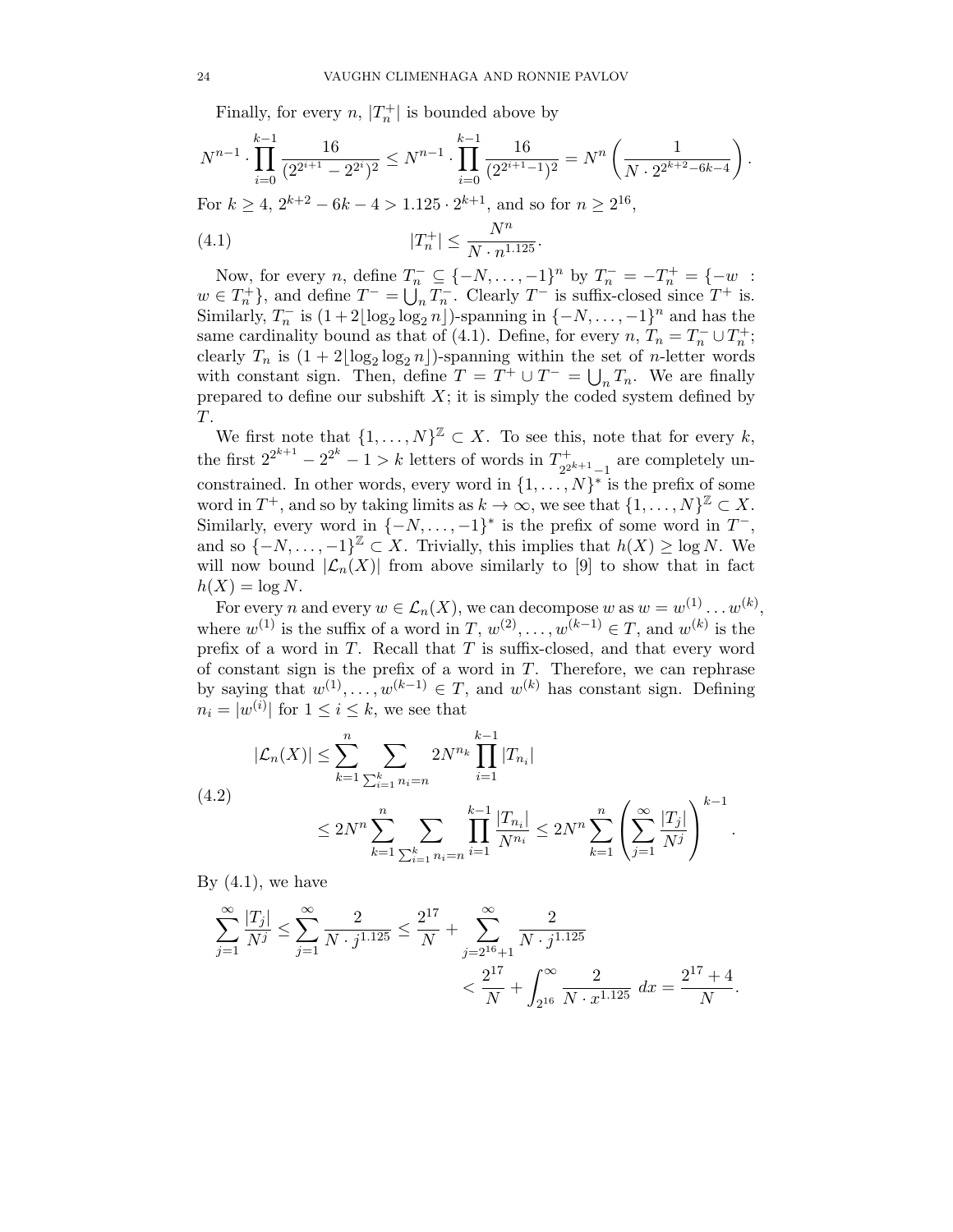Finally, for every $n$, $|T_n^+|$ is bounded above by

$$N^{n-1} \cdot \prod_{i=0}^{k-1} \frac{16}{(2^{2^{i+1}} - 2^{2^i})^2} \leq N^{n-1} \cdot \prod_{i=0}^{k-1} \frac{16}{(2^{2^{i+1}-1})^2} = N^n \left( \frac{1}{N \cdot 2^{2^{k+2}-6k-4}} \right).$$

For $k \geq 4$, $2^{k+2} - 6k - 4 > 1.125 \cdot 2^{k+1}$, and so for $n \geq 2^{16}$,

$$|T_n^+| \leq \frac{N^n}{N \cdot n^{1.125}}. \tag{4.1}$$

Now, for every $n$, define $T_n^- \subseteq \{-N, \ldots, -1\}^n$ by $T_n^- = -T_n^+ = \{-w : w \in T_n^+\}$, and define $T^- = \bigcup_n T_n^-$. Clearly $T^-$ is suffix-closed since $T^+$ is. Similarly, $T_n^-$ is $(1 + 2\lfloor \log_2 \log_2 n \rfloor)$-spanning in $\{-N, \ldots, -1\}^n$ and has the same cardinality bound as that of (4.1). Define, for every $n$, $T_n = T_n^- \cup T_n^+$; clearly $T_n$ is $(1 + 2\lfloor \log_2 \log_2 n \rfloor)$-spanning within the set of $n$-letter words with constant sign. Then, define $T = T^+ \cup T^- = \bigcup_n T_n$. We are finally prepared to define our subshift $X$; it is simply the coded system defined by $T$.

We first note that $\{1, \ldots, N\}^{\mathbb{Z}} \subset X$. To see this, note that for every $k$, the first $2^{2^{k+1}} - 2^{2^k} - 1 > k$ letters of words in $T^+_{2^{2^{k+1}}-1}$ are completely unconstrained. In other words, every word in $\{1, \ldots, N\}^*$ is the prefix of some word in $T^+$, and so by taking limits as $k \to \infty$, we see that $\{1, \ldots, N\}^{\mathbb{Z}} \subset X$. Similarly, every word in $\{-N, \ldots, -1\}^*$ is the prefix of some word in $T^-$, and so $\{-N, \ldots, -1\}^{\mathbb{Z}} \subset X$. Trivially, this implies that $h(X) \geq \log N$. We will now bound $|\mathcal{L}_n(X)|$ from above similarly to [9] to show that in fact $h(X) = \log N$.

For every $n$ and every $w \in \mathcal{L}_n(X)$, we can decompose $w$ as $w = w^{(1)} \ldots w^{(k)}$, where $w^{(1)}$ is the suffix of a word in $T$, $w^{(2)}, \ldots, w^{(k-1)} \in T$, and $w^{(k)}$ is the prefix of a word in $T$. Recall that $T$ is suffix-closed, and that every word of constant sign is the prefix of a word in $T$. Therefore, we can rephrase by saying that $w^{(1)}, \ldots, w^{(k-1)} \in T$, and $w^{(k)}$ has constant sign. Defining $n_i = |w^{(i)}|$ for $1 \leq i \leq k$, we see that

$$\begin{aligned}
|\mathcal{L}_n(X)| &\leq \sum_{k=1}^{n} \sum_{\sum_{i=1}^k n_i = n} 2N^{n_k} \prod_{i=1}^{k-1} |T_{n_i}| \\
&\leq 2N^n \sum_{k=1}^{n} \sum_{\sum_{i=1}^k n_i = n} \prod_{i=1}^{k-1} \frac{|T_{n_i}|}{N^{n_i}} \leq 2N^n \sum_{k=1}^{n} \left( \sum_{j=1}^{\infty} \frac{|T_j|}{N^j} \right)^{k-1}.
\end{aligned} \tag{4.2}$$

By (4.1), we have

$$\begin{aligned}
\sum_{j=1}^{\infty} \frac{|T_j|}{N^j} \leq \sum_{j=1}^{\infty} \frac{2}{N \cdot j^{1.125}} &\leq \frac{2^{17}}{N} + \sum_{j=2^{16}+1}^{\infty} \frac{2}{N \cdot j^{1.125}} \\
&< \frac{2^{17}}{N} + \int_{2^{16}}^{\infty} \frac{2}{N \cdot x^{1.125}} \, dx = \frac{2^{17} + 4}{N}.
\end{aligned}$$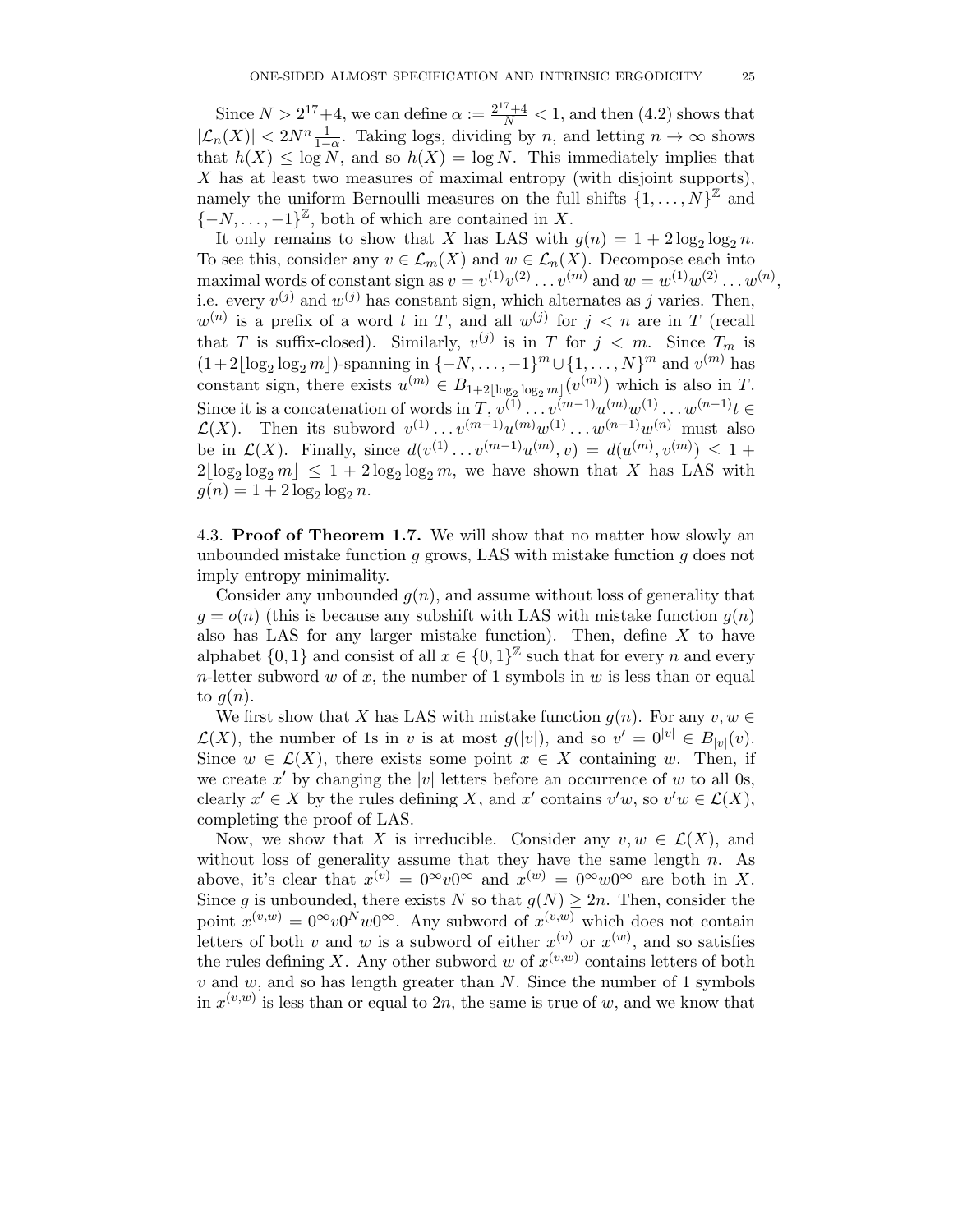Since $N > 2^{17}+4$, we can define $\alpha := \frac{2^{17}+4}{N} < 1$, and then (4.2) shows that $|\mathcal{L}_n(X)| < 2N^n \frac{1}{1-\alpha}$. Taking logs, dividing by $n$, and letting $n \to \infty$ shows that $h(X) \leq \log N$, and so $h(X) = \log N$. This immediately implies that $X$ has at least two measures of maximal entropy (with disjoint supports), namely the uniform Bernoulli measures on the full shifts $\{1, \dots, N\}^{\mathbb{Z}}$ and $\{-N, \dots, -1\}^{\mathbb{Z}}$, both of which are contained in $X$.

It only remains to show that $X$ has LAS with $g(n) = 1 + 2\log_2 \log_2 n$. To see this, consider any $v \in \mathcal{L}_m(X)$ and $w \in \mathcal{L}_n(X)$. Decompose each into maximal words of constant sign as $v = v^{(1)} v^{(2)} \dots v^{(m)}$ and $w = w^{(1)} w^{(2)} \dots w^{(n)}$, i.e. every $v^{(j)}$ and $w^{(j)}$ has constant sign, which alternates as $j$ varies. Then, $w^{(n)}$ is a prefix of a word $t$ in $T$, and all $w^{(j)}$ for $j < n$ are in $T$ (recall that $T$ is suffix-closed). Similarly, $v^{(j)}$ is in $T$ for $j < m$. Since $T_m$ is $(1+2\lfloor \log_2 \log_2 m \rfloor)$-spanning in $\{-N, \dots, -1\}^m \cup \{1, \dots, N\}^m$ and $v^{(m)}$ has constant sign, there exists $u^{(m)} \in B_{1+2\lfloor \log_2 \log_2 m \rfloor}(v^{(m)})$ which is also in $T$. Since it is a concatenation of words in $T$, $v^{(1)} \dots v^{(m-1)} u^{(m)} w^{(1)} \dots w^{(n-1)} t \in \mathcal{L}(X)$. Then its subword $v^{(1)} \dots v^{(m-1)} u^{(m)} w^{(1)} \dots w^{(n-1)} w^{(n)}$ must also be in $\mathcal{L}(X)$. Finally, since $d(v^{(1)} \dots v^{(m-1)} u^{(m)}, v) = d(u^{(m)}, v^{(m)}) \leq 1 + 2\lfloor \log_2 \log_2 m \rfloor \leq 1 + 2\log_2 \log_2 m$, we have shown that $X$ has LAS with $g(n) = 1 + 2\log_2 \log_2 n$.

4.3. **Proof of Theorem 1.7.** We will show that no matter how slowly an unbounded mistake function $g$ grows, LAS with mistake function $g$ does not imply entropy minimality.

Consider any unbounded $g(n)$, and assume without loss of generality that $g = o(n)$ (this is because any subshift with LAS with mistake function $g(n)$ also has LAS for any larger mistake function). Then, define $X$ to have alphabet $\{0, 1\}$ and consist of all $x \in \{0, 1\}^{\mathbb{Z}}$ such that for every $n$ and every $n$-letter subword $w$ of $x$, the number of 1 symbols in $w$ is less than or equal to $g(n)$.

We first show that $X$ has LAS with mistake function $g(n)$. For any $v, w \in \mathcal{L}(X)$, the number of 1s in $v$ is at most $g(|v|)$, and so $v' = 0^{|v|} \in B_{|v|}(v)$. Since $w \in \mathcal{L}(X)$, there exists some point $x \in X$ containing $w$. Then, if we create $x'$ by changing the $|v|$ letters before an occurrence of $w$ to all 0s, clearly $x' \in X$ by the rules defining $X$, and $x'$ contains $v'w$, so $v'w \in \mathcal{L}(X)$, completing the proof of LAS.

Now, we show that $X$ is irreducible. Consider any $v, w \in \mathcal{L}(X)$, and without loss of generality assume that they have the same length $n$. As above, it's clear that $x^{(v)} = 0^\infty v 0^\infty$ and $x^{(w)} = 0^\infty w 0^\infty$ are both in $X$. Since $g$ is unbounded, there exists $N$ so that $g(N) \geq 2n$. Then, consider the point $x^{(v,w)} = 0^\infty v 0^N w 0^\infty$. Any subword of $x^{(v,w)}$ which does not contain letters of both $v$ and $w$ is a subword of either $x^{(v)}$ or $x^{(w)}$, and so satisfies the rules defining $X$. Any other subword $w$ of $x^{(v,w)}$ contains letters of both $v$ and $w$, and so has length greater than $N$. Since the number of 1 symbols in $x^{(v,w)}$ is less than or equal to $2n$, the same is true of $w$, and we know that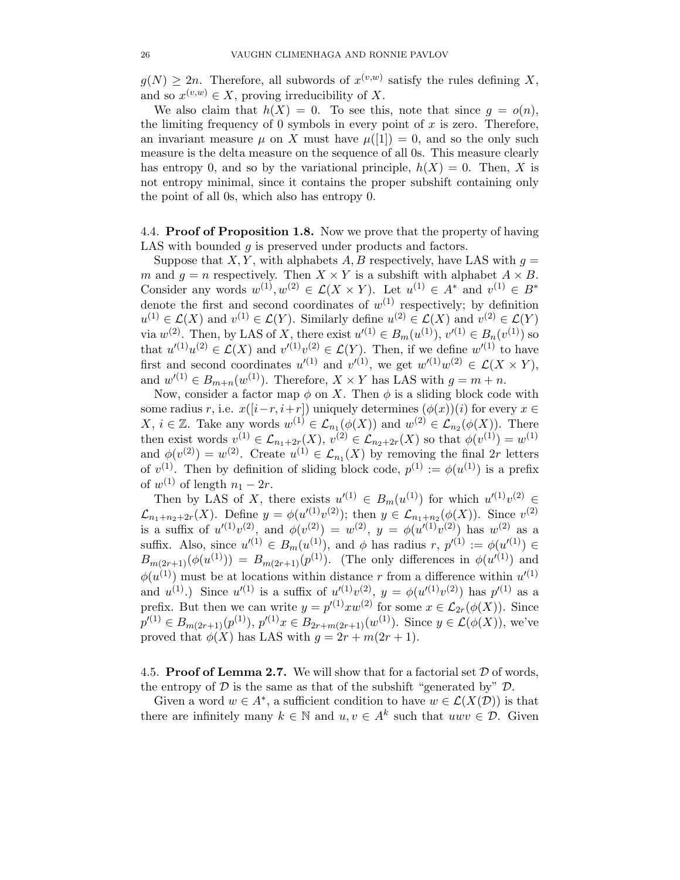$g(N) \geq 2n$. Therefore, all subwords of $x^{(v,w)}$ satisfy the rules defining $X$, and so $x^{(v,w)} \in X$, proving irreducibility of $X$.

We also claim that $h(X) = 0$. To see this, note that since $g = o(n)$, the limiting frequency of 0 symbols in every point of $x$ is zero. Therefore, an invariant measure $\mu$ on $X$ must have $\mu([1]) = 0$, and so the only such measure is the delta measure on the sequence of all 0s. This measure clearly has entropy 0, and so by the variational principle, $h(X) = 0$. Then, $X$ is not entropy minimal, since it contains the proper subshift containing only the point of all 0s, which also has entropy 0.

## 4.4. Proof of Proposition 1.8.

Now we prove that the property of having LAS with bounded $g$ is preserved under products and factors.

Suppose that $X, Y$, with alphabets $A, B$ respectively, have LAS with $g = m$ and $g = n$ respectively. Then $X \times Y$ is a subshift with alphabet $A \times B$. Consider any words $w^{(1)}, w^{(2)} \in \mathcal{L}(X \times Y)$. Let $u^{(1)} \in A^*$ and $v^{(1)} \in B^*$ denote the first and second coordinates of $w^{(1)}$ respectively; by definition $u^{(1)} \in \mathcal{L}(X)$ and $v^{(1)} \in \mathcal{L}(Y)$. Similarly define $u^{(2)} \in \mathcal{L}(X)$ and $v^{(2)} \in \mathcal{L}(Y)$ via $w^{(2)}$. Then, by LAS of $X$, there exist $u'^{(1)} \in B_m(u^{(1)})$, $v'^{(1)} \in B_n(v^{(1)})$ so that $u'^{(1)}u^{(2)} \in \mathcal{L}(X)$ and $v'^{(1)}v^{(2)} \in \mathcal{L}(Y)$. Then, if we define $w'^{(1)}$ to have first and second coordinates $u'^{(1)}$ and $v'^{(1)}$, we get $w'^{(1)}w^{(2)} \in \mathcal{L}(X \times Y)$, and $w'^{(1)} \in B_{m+n}(w^{(1)})$. Therefore, $X \times Y$ has LAS with $g = m + n$.

Now, consider a factor map $\phi$ on $X$. Then $\phi$ is a sliding block code with some radius $r$, i.e. $x([i-r, i+r])$ uniquely determines $(\phi(x))(i)$ for every $x \in X$, $i \in \mathbb{Z}$. Take any words $w^{(1)} \in \mathcal{L}_{n_1}(\phi(X))$ and $w^{(2)} \in \mathcal{L}_{n_2}(\phi(X))$. There then exist words $v^{(1)} \in \mathcal{L}_{n_1+2r}(X)$, $v^{(2)} \in \mathcal{L}_{n_2+2r}(X)$ so that $\phi(v^{(1)}) = w^{(1)}$ and $\phi(v^{(2)}) = w^{(2)}$. Create $u^{(1)} \in \mathcal{L}_{n_1}(X)$ by removing the final $2r$ letters of $v^{(1)}$. Then by definition of sliding block code, $p^{(1)} := \phi(u^{(1)})$ is a prefix of $w^{(1)}$ of length $n_1 - 2r$.

Then by LAS of $X$, there exists $u'^{(1)} \in B_m(u^{(1)})$ for which $u'^{(1)}v^{(2)} \in \mathcal{L}_{n_1+n_2+2r}(X)$. Define $y = \phi(u'^{(1)}v^{(2)})$; then $y \in \mathcal{L}_{n_1+n_2}(\phi(X))$. Since $v^{(2)}$ is a suffix of $u'^{(1)}v^{(2)}$, and $\phi(v^{(2)}) = w^{(2)}$, $y = \phi(u'^{(1)}v^{(2)})$ has $w^{(2)}$ as a suffix. Also, since $u'^{(1)} \in B_m(u^{(1)})$, and $\phi$ has radius $r$, $p'^{(1)} := \phi(u'^{(1)}) \in B_{m(2r+1)}(\phi(u^{(1)})) = B_{m(2r+1)}(p^{(1)})$. (The only differences in $\phi(u'^{(1)})$ and $\phi(u^{(1)})$ must be at locations within distance $r$ from a difference within $u'^{(1)}$ and $u^{(1)}$.) Since $u'^{(1)}$ is a suffix of $u'^{(1)}v^{(2)}$, $y = \phi(u'^{(1)}v^{(2)})$ has $p'^{(1)}$ as a prefix. But then we can write $y = p'^{(1)}xw^{(2)}$ for some $x \in \mathcal{L}_{2r}(\phi(X))$. Since $p'^{(1)} \in B_{m(2r+1)}(p^{(1)})$, $p'^{(1)}x \in B_{2r+m(2r+1)}(w^{(1)})$. Since $y \in \mathcal{L}(\phi(X))$, we've proved that $\phi(X)$ has LAS with $g = 2r + m(2r+1)$.

## 4.5. Proof of Lemma 2.7.

We will show that for a factorial set $\mathcal{D}$ of words, the entropy of $\mathcal{D}$ is the same as that of the subshift "generated by" $\mathcal{D}$.

Given a word $w \in A^*$, a sufficient condition to have $w \in \mathcal{L}(X(\mathcal{D}))$ is that there are infinitely many $k \in \mathbb{N}$ and $u, v \in A^k$ such that $uwv \in \mathcal{D}$. Given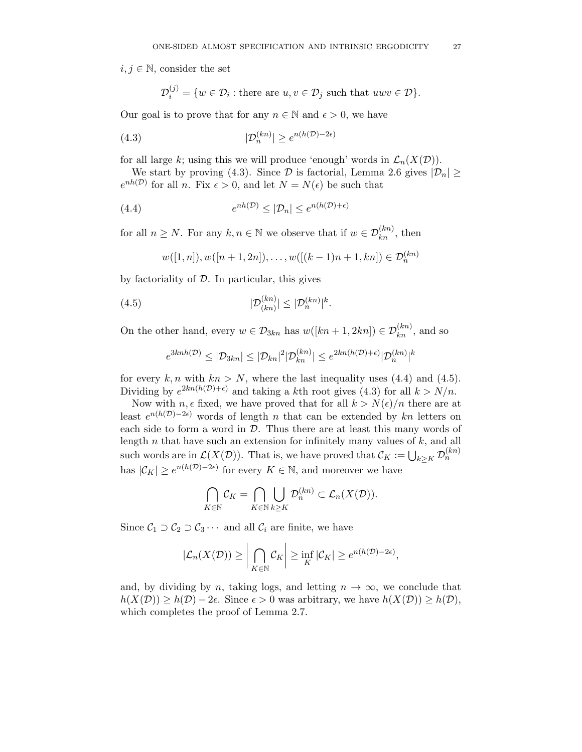$i, j \in \mathbb{N}$, consider the set

$$\mathcal{D}_i^{(j)} = \{w \in \mathcal{D}_i : \text{there are } u, v \in \mathcal{D}_j \text{ such that } uwv \in \mathcal{D}\}.$$

Our goal is to prove that for any $n \in \mathbb{N}$ and $\epsilon > 0$, we have

$$|\mathcal{D}_n^{(kn)}| \geq e^{n(h(\mathcal{D})-2\epsilon)} \tag{4.3}$$

for all large $k$; using this we will produce 'enough' words in $\mathcal{L}_n(X(\mathcal{D}))$.

We start by proving (4.3). Since $\mathcal{D}$ is factorial, Lemma 2.6 gives $|\mathcal{D}_n| \geq e^{nh(\mathcal{D})}$ for all $n$. Fix $\epsilon > 0$, and let $N = N(\epsilon)$ be such that

$$e^{nh(\mathcal{D})} \leq |\mathcal{D}_n| \leq e^{n(h(\mathcal{D})+\epsilon)} \tag{4.4}$$

for all $n \geq N$. For any $k, n \in \mathbb{N}$ we observe that if $w \in \mathcal{D}_{kn}^{(kn)}$, then

$$w([1,n]), w([n+1,2n]), \ldots, w([(k-1)n+1, kn]) \in \mathcal{D}_n^{(kn)}$$

by factoriality of $\mathcal{D}$. In particular, this gives

$$|\mathcal{D}_{(kn)}^{(kn)}| \leq |\mathcal{D}_n^{(kn)}|^k. \tag{4.5}$$

On the other hand, every $w \in \mathcal{D}_{3kn}$ has $w([kn+1, 2kn]) \in \mathcal{D}_{kn}^{(kn)}$, and so

$$e^{3knh(\mathcal{D})} \leq |\mathcal{D}_{3kn}| \leq |\mathcal{D}_{kn}|^2 |\mathcal{D}_{kn}^{(kn)}| \leq e^{2kn(h(\mathcal{D})+\epsilon)} |\mathcal{D}_n^{(kn)}|^k$$

for every $k, n$ with $kn > N$, where the last inequality uses (4.4) and (4.5). Dividing by $e^{2kn(h(\mathcal{D})+\epsilon)}$ and taking a $k$th root gives (4.3) for all $k > N/n$.

Now with $n, \epsilon$ fixed, we have proved that for all $k > N(\epsilon)/n$ there are at least $e^{n(h(\mathcal{D})-2\epsilon)}$ words of length $n$ that can be extended by $kn$ letters on each side to form a word in $\mathcal{D}$. Thus there are at least this many words of length $n$ that have such an extension for infinitely many values of $k$, and all such words are in $\mathcal{L}(X(\mathcal{D}))$. That is, we have proved that $\mathcal{C}_K := \bigcup_{k \geq K} \mathcal{D}_n^{(kn)}$ has $|\mathcal{C}_K| \geq e^{n(h(\mathcal{D})-2\epsilon)}$ for every $K \in \mathbb{N}$, and moreover we have

$$\bigcap_{K \in \mathbb{N}} \mathcal{C}_K = \bigcap_{K \in \mathbb{N}} \bigcup_{k \geq K} \mathcal{D}_n^{(kn)} \subset \mathcal{L}_n(X(\mathcal{D})).$$

Since $\mathcal{C}_1 \supset \mathcal{C}_2 \supset \mathcal{C}_3 \cdots$ and all $\mathcal{C}_i$ are finite, we have

$$|\mathcal{L}_n(X(\mathcal{D})) \geq \left| \bigcap_{K \in \mathbb{N}} \mathcal{C}_K \right| \geq \inf_K |\mathcal{C}_K| \geq e^{n(h(\mathcal{D})-2\epsilon)},$$

and, by dividing by $n$, taking logs, and letting $n \to \infty$, we conclude that $h(X(\mathcal{D})) \geq h(\mathcal{D}) - 2\epsilon$. Since $\epsilon > 0$ was arbitrary, we have $h(X(\mathcal{D})) \geq h(\mathcal{D})$, which completes the proof of Lemma 2.7.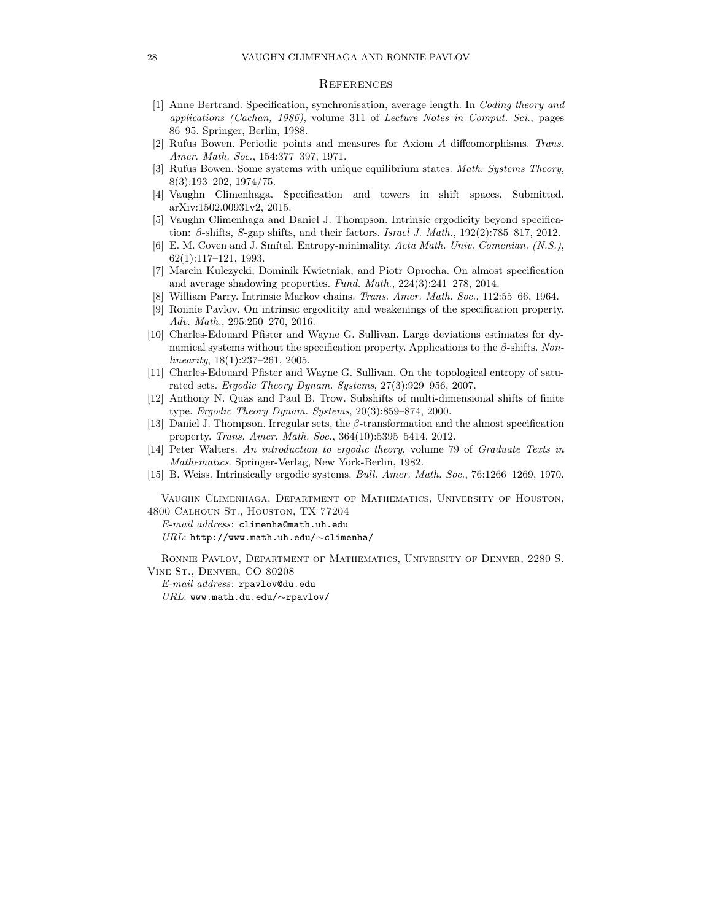## References

[1] Anne Bertrand. Specification, synchronisation, average length. In *Coding theory and applications (Cachan, 1986)*, volume 311 of *Lecture Notes in Comput. Sci.*, pages 86–95. Springer, Berlin, 1988.

[2] Rufus Bowen. Periodic points and measures for Axiom *A* diffeomorphisms. *Trans. Amer. Math. Soc.*, 154:377–397, 1971.

[3] Rufus Bowen. Some systems with unique equilibrium states. *Math. Systems Theory*, 8(3):193–202, 1974/75.

[4] Vaughn Climenhaga. Specification and towers in shift spaces. Submitted. arXiv:1502.00931v2, 2015.

[5] Vaughn Climenhaga and Daniel J. Thompson. Intrinsic ergodicity beyond specification: $\beta$-shifts, $S$-gap shifts, and their factors. *Israel J. Math.*, 192(2):785–817, 2012.

[6] E. M. Coven and J. Smítal. Entropy-minimality. *Acta Math. Univ. Comenian. (N.S.)*, 62(1):117–121, 1993.

[7] Marcin Kulczycki, Dominik Kwietniak, and Piotr Oprocha. On almost specification and average shadowing properties. *Fund. Math.*, 224(3):241–278, 2014.

[8] William Parry. Intrinsic Markov chains. *Trans. Amer. Math. Soc.*, 112:55–66, 1964.

[9] Ronnie Pavlov. On intrinsic ergodicity and weakenings of the specification property. *Adv. Math.*, 295:250–270, 2016.

[10] Charles-Edouard Pfister and Wayne G. Sullivan. Large deviations estimates for dynamical systems without the specification property. Applications to the $\beta$-shifts. *Nonlinearity*, 18(1):237–261, 2005.

[11] Charles-Edouard Pfister and Wayne G. Sullivan. On the topological entropy of saturated sets. *Ergodic Theory Dynam. Systems*, 27(3):929–956, 2007.

[12] Anthony N. Quas and Paul B. Trow. Subshifts of multi-dimensional shifts of finite type. *Ergodic Theory Dynam. Systems*, 20(3):859–874, 2000.

[13] Daniel J. Thompson. Irregular sets, the $\beta$-transformation and the almost specification property. *Trans. Amer. Math. Soc.*, 364(10):5395–5414, 2012.

[14] Peter Walters. *An introduction to ergodic theory*, volume 79 of *Graduate Texts in Mathematics*. Springer-Verlag, New York-Berlin, 1982.

[15] B. Weiss. Intrinsically ergodic systems. *Bull. Amer. Math. Soc.*, 76:1266–1269, 1970.

Vaughn Climenhaga, Department of Mathematics, University of Houston, 4800 Calhoun St., Houston, TX 77204

*E-mail address*: climenha@math.uh.edu

*URL*: http://www.math.uh.edu/∼climenha/

Ronnie Pavlov, Department of Mathematics, University of Denver, 2280 S. Vine St., Denver, CO 80208

*E-mail address*: rpavlov@du.edu

*URL*: www.math.du.edu/∼rpavlov/